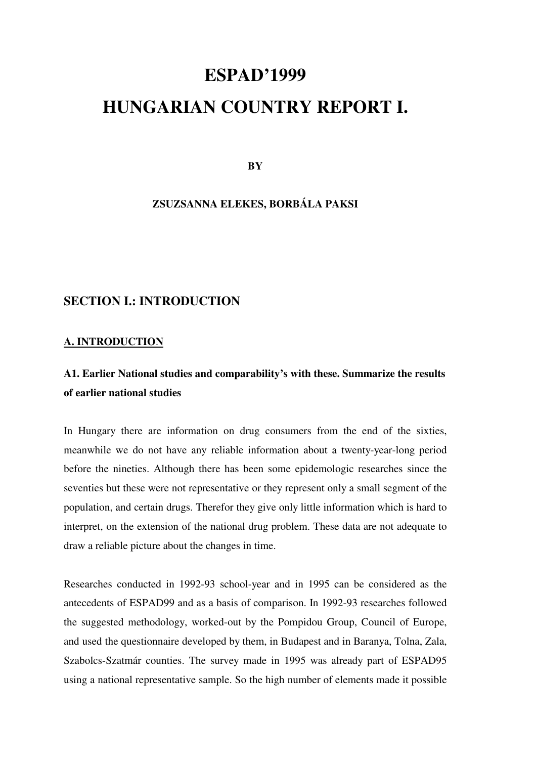# ESPAD'1999

# HUNGARIAN COUNTRY REPORT I.

**BY**

**ZSUZSANNA ELEKES, BORBÁLA PAKSI**

## SECTION I.: INTRODUCTION

### A. INTRODUCTION

#### A1. Earlier National studies and comparability's with these. Summarize the results of earlier national studies

In Hungary there are information on drug consumers from the end of the sixties, meanwhile we do not have any reliable information about a twenty-year-long period before the nineties. Although there has been some epidemologic researches since the seventies but these were not representative or they represent only a small segment of the population, and certain drugs. Therefor they give only little information which is hard to interpret, on the extension of the national drug problem. These data are not adequate to draw a reliable picture about the changes in time.

Researches conducted in 1992-93 school-year and in 1995 can be considered as the antecedents of ESPAD99 and as a basis of comparison. In 1992-93 researches followed the suggested methodology, worked-out by the Pompidou Group, Council of Europe, and used the questionnaire developed by them, in Budapest and in Baranya, Tolna, Zala, Szabolcs-Szatmár counties. The survey made in 1995 was already part of ESPAD95 using a national representative sample. So the high number of elements made it possible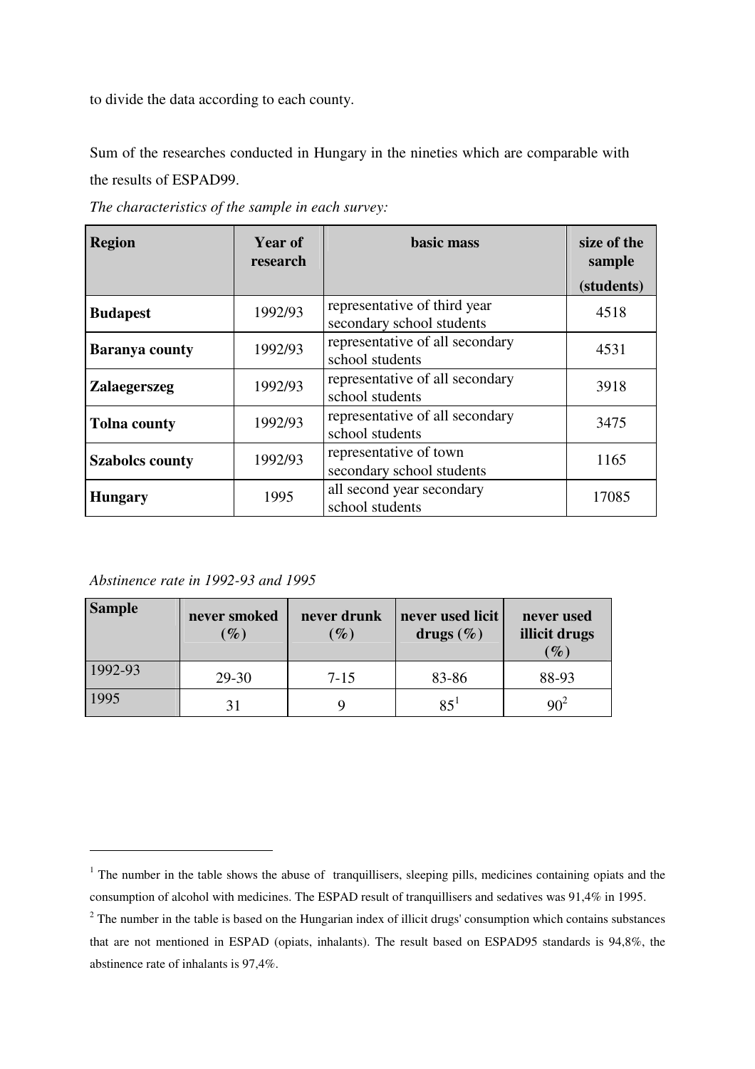to divide the data according to each county.

Sum of the researches conducted in Hungary in the nineties which are comparable with the results of ESPAD99.

*The characteristics of the sample in each survey:*

| Region | Year of research | basic mass | size of the sample (students) |
|---|---|---|---|
| **Budapest** | 1992/93 | representative of third year secondary school students | 4518 |
| **Baranya county** | 1992/93 | representative of all secondary school students | 4531 |
| **Zalaegerszeg** | 1992/93 | representative of all secondary school students | 3918 |
| **Tolna county** | 1992/93 | representative of all secondary school students | 3475 |
| **Szabolcs county** | 1992/93 | representative of town secondary school students | 1165 |
| **Hungary** | 1995 | all second year secondary school students | 17085 |

*Abstinence rate in 1992-93 and 1995*

| Sample | never smoked (%) | never drunk (%) | never used licit drugs (%) | never used illicit drugs (%) |
|---|---|---|---|---|
| 1992-93 | 29-30 | 7-15 | 83-86 | 88-93 |
| 1995 | 31 | 9 | 85[1] | 90[2] |

[1] The number in the table shows the abuse of tranquillisers, sleeping pills, medicines containing opiats and the consumption of alcohol with medicines. The ESPAD result of tranquillisers and sedatives was 91,4% in 1995.

[2] The number in the table is based on the Hungarian index of illicit drugs' consumption which contains substances that are not mentioned in ESPAD (opiats, inhalants). The result based on ESPAD95 standards is 94,8%, the abstinence rate of inhalants is 97,4%.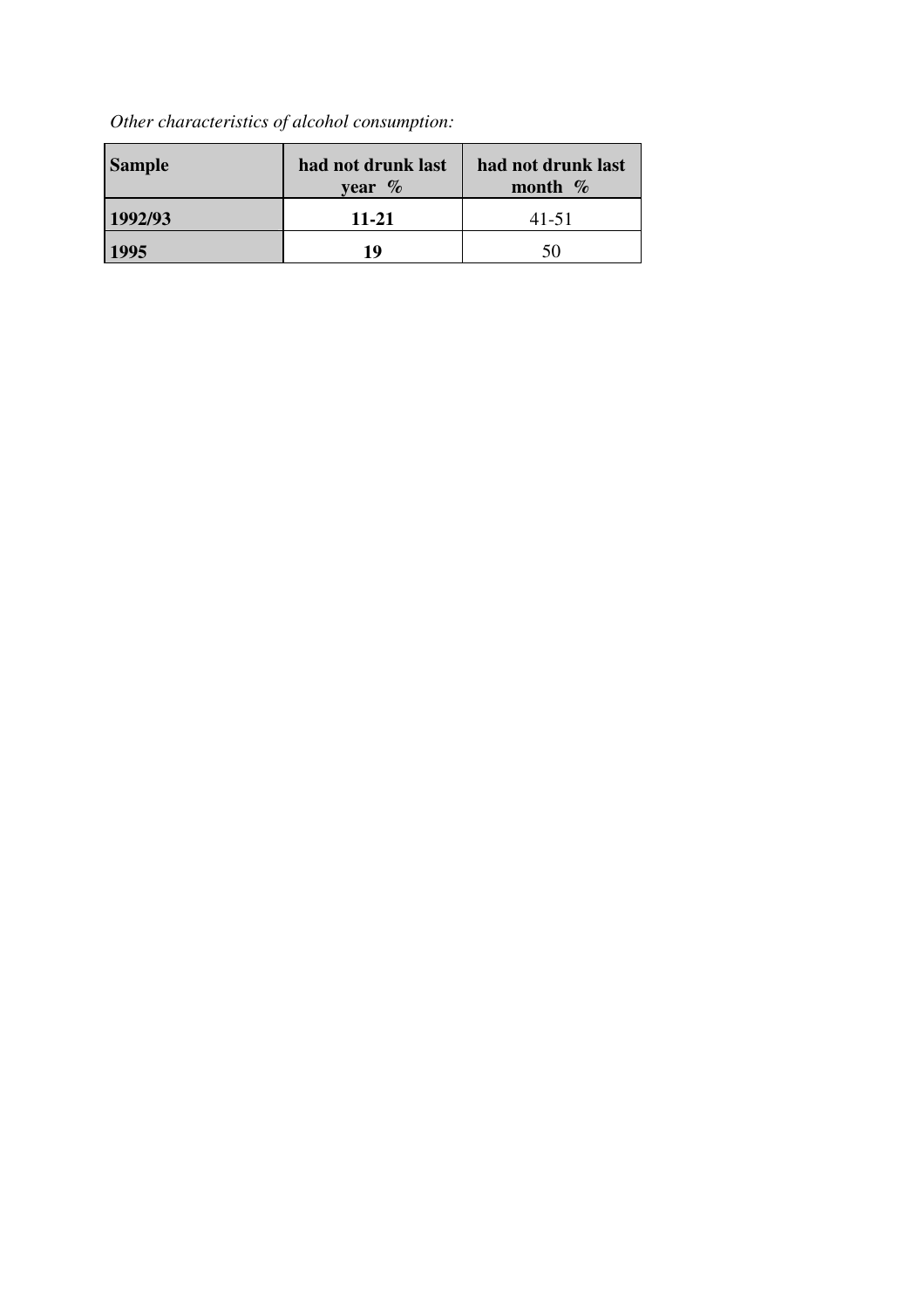*Other characteristics of alcohol consumption:*

| Sample | had not drunk last year % | had not drunk last month % |
|---|---|---|
| **1992/93** | **11-21** | 41-51 |
| **1995** | **19** | 50 |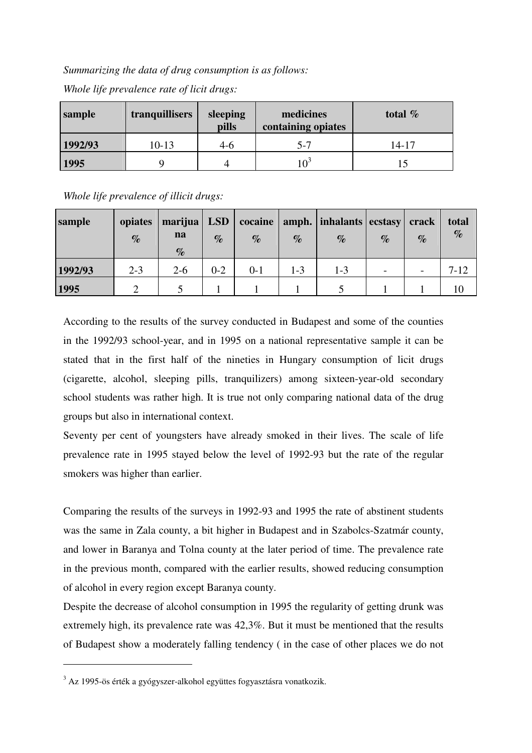*Summarizing the data of drug consumption is as follows:*

*Whole life prevalence rate of licit drugs:*

| sample | tranquillisers | sleeping pills | medicines containing opiates | total % |
|---|---|---|---|---|
| **1992/93** | 10-13 | 4-6 | 5-7 | 14-17 |
| **1995** | 9 | 4 | 10[3] | 15 |

*Whole life prevalence of illicit drugs:*

| sample | opiates % | marijuana % | LSD % | cocaine % | amph. % | inhalants % | ecstasy % | crack % | total % |
|---|---|---|---|---|---|---|---|---|---|
| **1992/93** | 2-3 | 2-6 | 0-2 | 0-1 | 1-3 | 1-3 | - | - | 7-12 |
| **1995** | 2 | 5 | 1 | 1 | 1 | 5 | 1 | 1 | 10 |

According to the results of the survey conducted in Budapest and some of the counties in the 1992/93 school-year, and in 1995 on a national representative sample it can be stated that in the first half of the nineties in Hungary consumption of licit drugs (cigarette, alcohol, sleeping pills, tranquilizers) among sixteen-year-old secondary school students was rather high. It is true not only comparing national data of the drug groups but also in international context.

Seventy per cent of youngsters have already smoked in their lives. The scale of life prevalence rate in 1995 stayed below the level of 1992-93 but the rate of the regular smokers was higher than earlier.

Comparing the results of the surveys in 1992-93 and 1995 the rate of abstinent students was the same in Zala county, a bit higher in Budapest and in Szabolcs-Szatmár county, and lower in Baranya and Tolna county at the later period of time. The prevalence rate in the previous month, compared with the earlier results, showed reducing consumption of alcohol in every region except Baranya county.

Despite the decrease of alcohol consumption in 1995 the regularity of getting drunk was extremely high, its prevalence rate was 42,3%. But it must be mentioned that the results of Budapest show a moderately falling tendency ( in the case of other places we do not

[3] Az 1995-ös érték a gyógyszer-alkohol együttes fogyasztásra vonatkozik.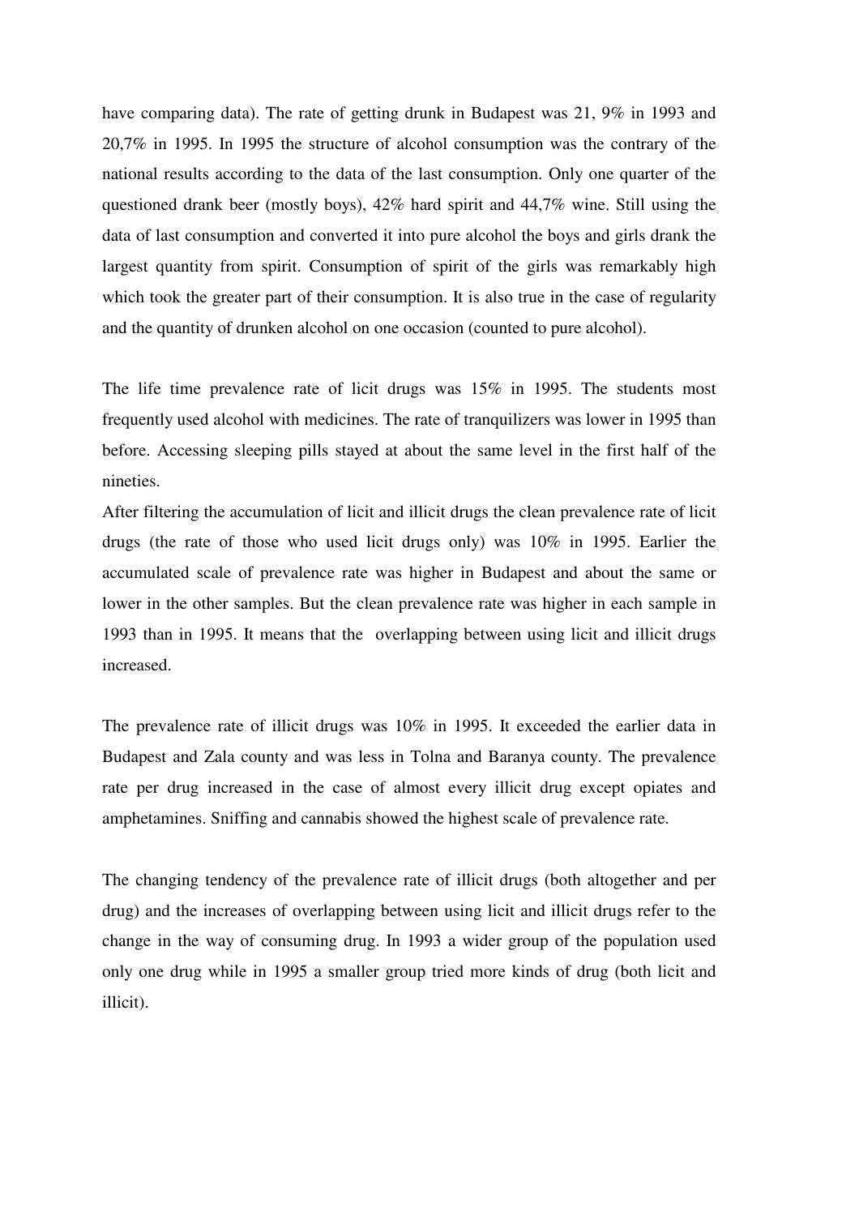have comparing data). The rate of getting drunk in Budapest was 21, 9% in 1993 and 20,7% in 1995. In 1995 the structure of alcohol consumption was the contrary of the national results according to the data of the last consumption. Only one quarter of the questioned drank beer (mostly boys), 42% hard spirit and 44,7% wine. Still using the data of last consumption and converted it into pure alcohol the boys and girls drank the largest quantity from spirit. Consumption of spirit of the girls was remarkably high which took the greater part of their consumption. It is also true in the case of regularity and the quantity of drunken alcohol on one occasion (counted to pure alcohol).

The life time prevalence rate of licit drugs was 15% in 1995. The students most frequently used alcohol with medicines. The rate of tranquilizers was lower in 1995 than before. Accessing sleeping pills stayed at about the same level in the first half of the nineties.

After filtering the accumulation of licit and illicit drugs the clean prevalence rate of licit drugs (the rate of those who used licit drugs only) was 10% in 1995. Earlier the accumulated scale of prevalence rate was higher in Budapest and about the same or lower in the other samples. But the clean prevalence rate was higher in each sample in 1993 than in 1995. It means that the overlapping between using licit and illicit drugs increased.

The prevalence rate of illicit drugs was 10% in 1995. It exceeded the earlier data in Budapest and Zala county and was less in Tolna and Baranya county. The prevalence rate per drug increased in the case of almost every illicit drug except opiates and amphetamines. Sniffing and cannabis showed the highest scale of prevalence rate.

The changing tendency of the prevalence rate of illicit drugs (both altogether and per drug) and the increases of overlapping between using licit and illicit drugs refer to the change in the way of consuming drug. In 1993 a wider group of the population used only one drug while in 1995 a smaller group tried more kinds of drug (both licit and illicit).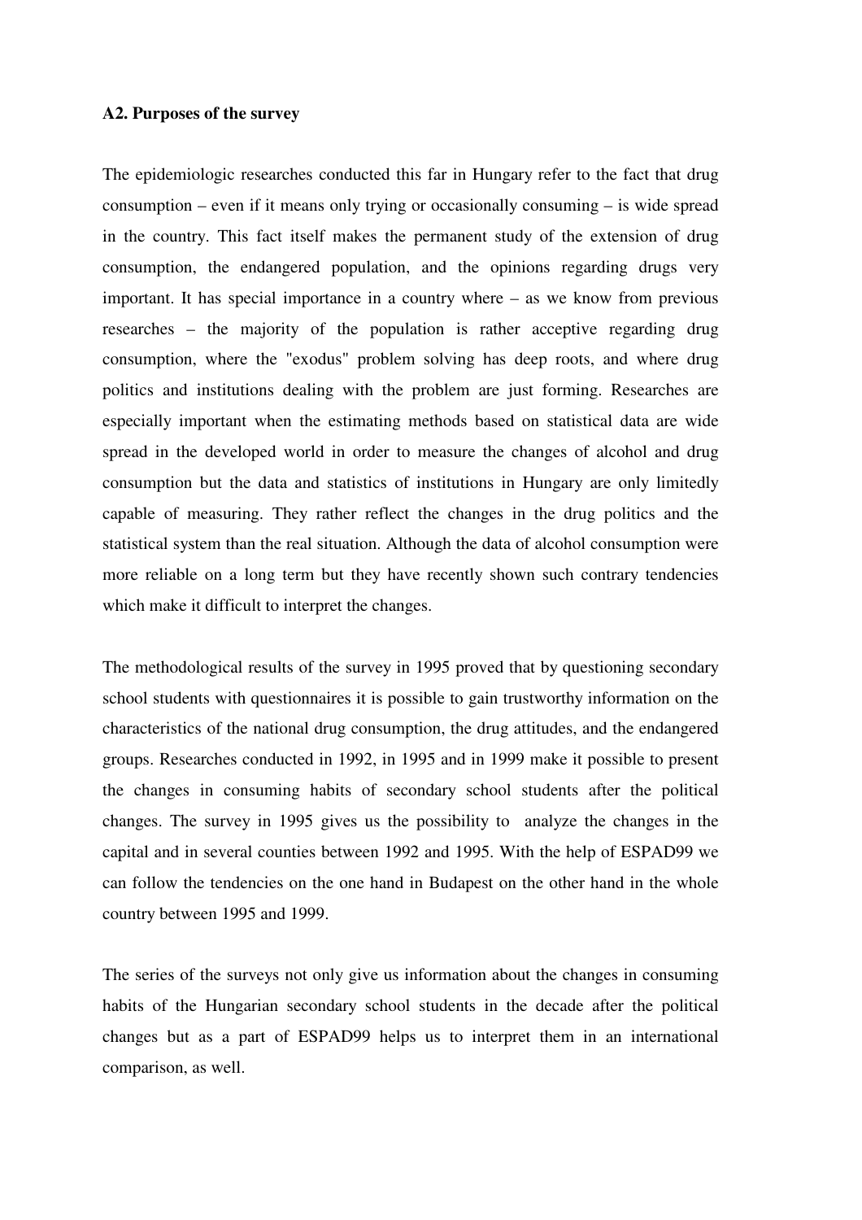**A2. Purposes of the survey**

The epidemiologic researches conducted this far in Hungary refer to the fact that drug consumption – even if it means only trying or occasionally consuming – is wide spread in the country. This fact itself makes the permanent study of the extension of drug consumption, the endangered population, and the opinions regarding drugs very important. It has special importance in a country where – as we know from previous researches – the majority of the population is rather acceptive regarding drug consumption, where the "exodus" problem solving has deep roots, and where drug politics and institutions dealing with the problem are just forming. Researches are especially important when the estimating methods based on statistical data are wide spread in the developed world in order to measure the changes of alcohol and drug consumption but the data and statistics of institutions in Hungary are only limitedly capable of measuring. They rather reflect the changes in the drug politics and the statistical system than the real situation. Although the data of alcohol consumption were more reliable on a long term but they have recently shown such contrary tendencies which make it difficult to interpret the changes.

The methodological results of the survey in 1995 proved that by questioning secondary school students with questionnaires it is possible to gain trustworthy information on the characteristics of the national drug consumption, the drug attitudes, and the endangered groups. Researches conducted in 1992, in 1995 and in 1999 make it possible to present the changes in consuming habits of secondary school students after the political changes. The survey in 1995 gives us the possibility to analyze the changes in the capital and in several counties between 1992 and 1995. With the help of ESPAD99 we can follow the tendencies on the one hand in Budapest on the other hand in the whole country between 1995 and 1999.

The series of the surveys not only give us information about the changes in consuming habits of the Hungarian secondary school students in the decade after the political changes but as a part of ESPAD99 helps us to interpret them in an international comparison, as well.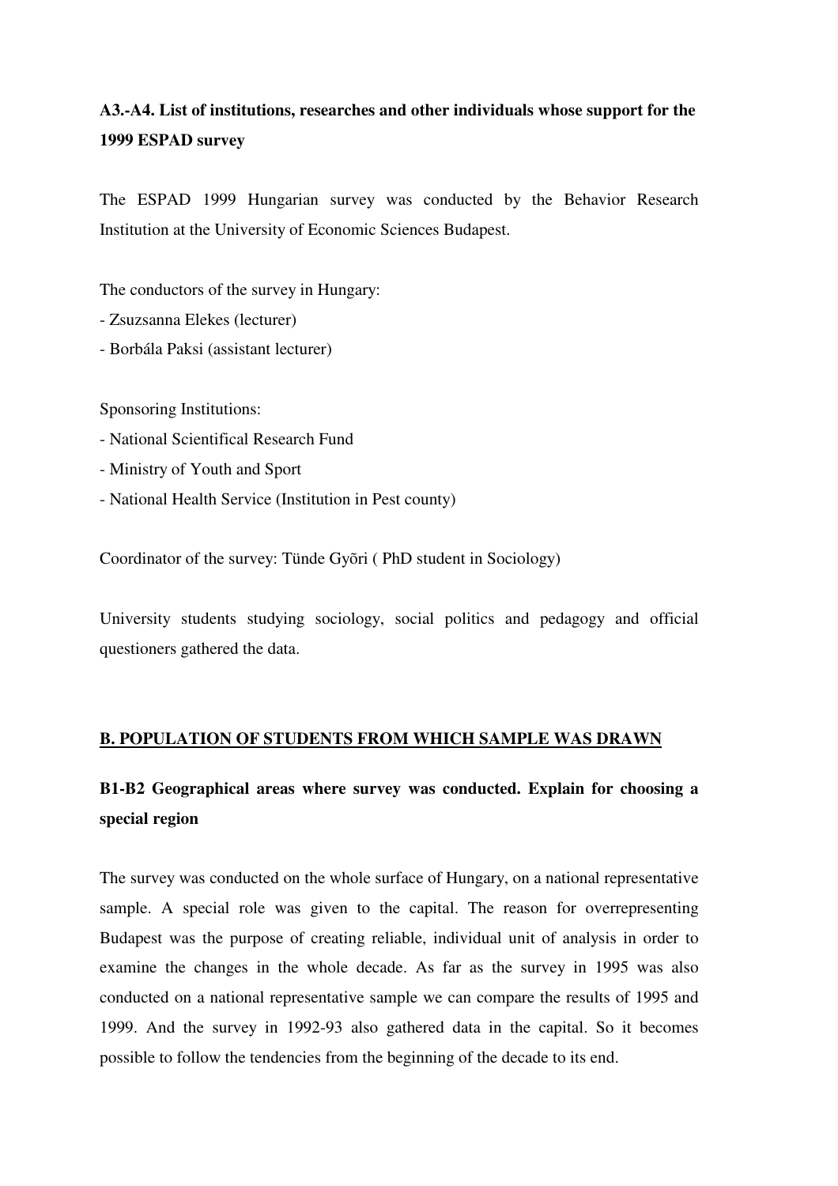### A3.-A4. List of institutions, researches and other individuals whose support for the 1999 ESPAD survey

The ESPAD 1999 Hungarian survey was conducted by the Behavior Research Institution at the University of Economic Sciences Budapest.

The conductors of the survey in Hungary:

- Zsuzsanna Elekes (lecturer)
- Borbála Paksi (assistant lecturer)

Sponsoring Institutions:

- National Scientifical Research Fund
- Ministry of Youth and Sport
- National Health Service (Institution in Pest county)

Coordinator of the survey: Tünde Gyõri ( PhD student in Sociology)

University students studying sociology, social politics and pedagogy and official questioners gathered the data.

## B. POPULATION OF STUDENTS FROM WHICH SAMPLE WAS DRAWN

### B1-B2 Geographical areas where survey was conducted. Explain for choosing a special region

The survey was conducted on the whole surface of Hungary, on a national representative sample. A special role was given to the capital. The reason for overrepresenting Budapest was the purpose of creating reliable, individual unit of analysis in order to examine the changes in the whole decade. As far as the survey in 1995 was also conducted on a national representative sample we can compare the results of 1995 and 1999. And the survey in 1992-93 also gathered data in the capital. So it becomes possible to follow the tendencies from the beginning of the decade to its end.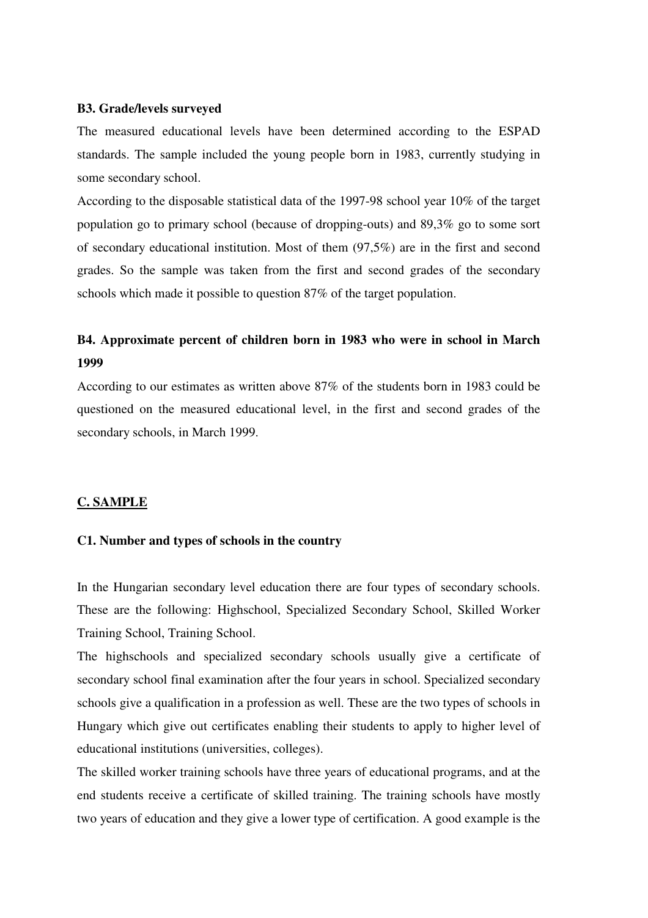### B3. Grade/levels surveyed

The measured educational levels have been determined according to the ESPAD standards. The sample included the young people born in 1983, currently studying in some secondary school.

According to the disposable statistical data of the 1997-98 school year 10% of the target population go to primary school (because of dropping-outs) and 89,3% go to some sort of secondary educational institution. Most of them (97,5%) are in the first and second grades. So the sample was taken from the first and second grades of the secondary schools which made it possible to question 87% of the target population.

### B4. Approximate percent of children born in 1983 who were in school in March 1999

According to our estimates as written above 87% of the students born in 1983 could be questioned on the measured educational level, in the first and second grades of the secondary schools, in March 1999.

## C. SAMPLE

### C1. Number and types of schools in the country

In the Hungarian secondary level education there are four types of secondary schools. These are the following: Highschool, Specialized Secondary School, Skilled Worker Training School, Training School.

The highschools and specialized secondary schools usually give a certificate of secondary school final examination after the four years in school. Specialized secondary schools give a qualification in a profession as well. These are the two types of schools in Hungary which give out certificates enabling their students to apply to higher level of educational institutions (universities, colleges).

The skilled worker training schools have three years of educational programs, and at the end students receive a certificate of skilled training. The training schools have mostly two years of education and they give a lower type of certification. A good example is the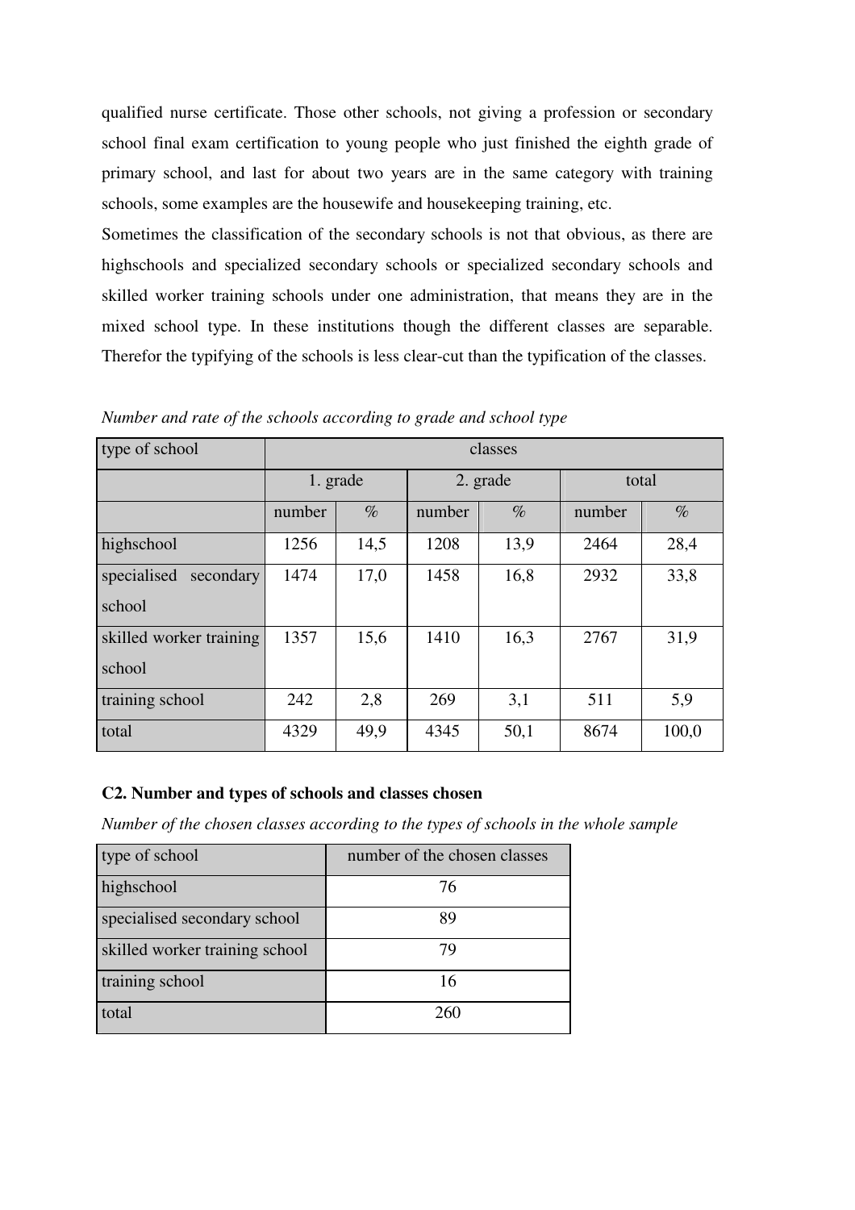qualified nurse certificate. Those other schools, not giving a profession or secondary school final exam certification to young people who just finished the eighth grade of primary school, and last for about two years are in the same category with training schools, some examples are the housewife and housekeeping training, etc.

Sometimes the classification of the secondary schools is not that obvious, as there are highschools and specialized secondary schools or specialized secondary schools and skilled worker training schools under one administration, that means they are in the mixed school type. In these institutions though the different classes are separable. Therefor the typifying of the schools is less clear-cut than the typification of the classes.

*Number and rate of the schools according to grade and school type*

| type of school | classes | | | | | |
|---|---|---|---|---|---|---|
| | 1. grade | | 2. grade | | total | |
| | number | % | number | % | number | % |
| highschool | 1256 | 14,5 | 1208 | 13,9 | 2464 | 28,4 |
| specialised secondary school | 1474 | 17,0 | 1458 | 16,8 | 2932 | 33,8 |
| skilled worker training school | 1357 | 15,6 | 1410 | 16,3 | 2767 | 31,9 |
| training school | 242 | 2,8 | 269 | 3,1 | 511 | 5,9 |
| total | 4329 | 49,9 | 4345 | 50,1 | 8674 | 100,0 |

**C2. Number and types of schools and classes chosen**

*Number of the chosen classes according to the types of schools in the whole sample*

| type of school | number of the chosen classes |
|---|---|
| highschool | 76 |
| specialised secondary school | 89 |
| skilled worker training school | 79 |
| training school | 16 |
| total | 260 |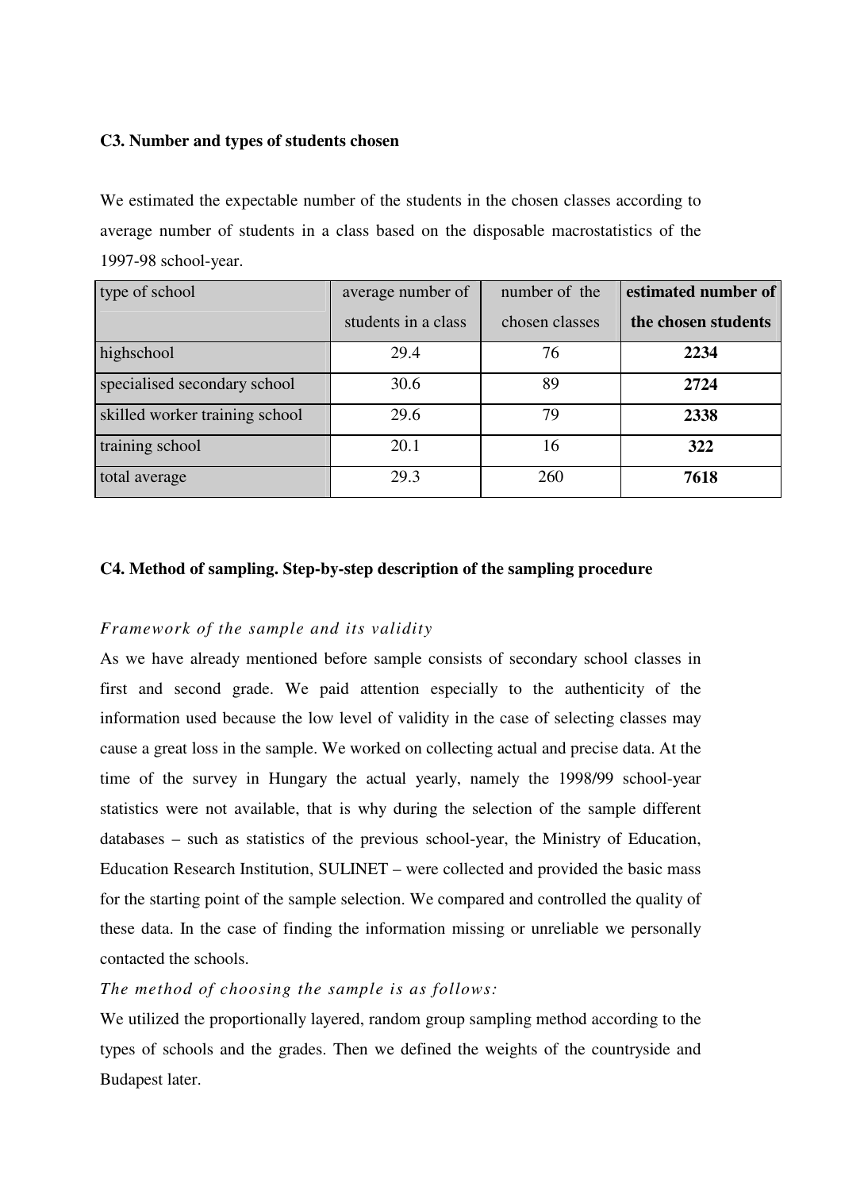### C3. Number and types of students chosen

We estimated the expectable number of the students in the chosen classes according to average number of students in a class based on the disposable macrostatistics of the 1997-98 school-year.

| type of school | average number of students in a class | number of the chosen classes | **estimated number of the chosen students** |
|---|---|---|---|
| highschool | 29.4 | 76 | **2234** |
| specialised secondary school | 30.6 | 89 | **2724** |
| skilled worker training school | 29.6 | 79 | **2338** |
| training school | 20.1 | 16 | **322** |
| total average | 29.3 | 260 | **7618** |

### C4. Method of sampling. Step-by-step description of the sampling procedure

*Framework of the sample and its validity*

As we have already mentioned before sample consists of secondary school classes in first and second grade. We paid attention especially to the authenticity of the information used because the low level of validity in the case of selecting classes may cause a great loss in the sample. We worked on collecting actual and precise data. At the time of the survey in Hungary the actual yearly, namely the 1998/99 school-year statistics were not available, that is why during the selection of the sample different databases – such as statistics of the previous school-year, the Ministry of Education, Education Research Institution, SULINET – were collected and provided the basic mass for the starting point of the sample selection. We compared and controlled the quality of these data. In the case of finding the information missing or unreliable we personally contacted the schools.

*The method of choosing the sample is as follows:*

We utilized the proportionally layered, random group sampling method according to the types of schools and the grades. Then we defined the weights of the countryside and Budapest later.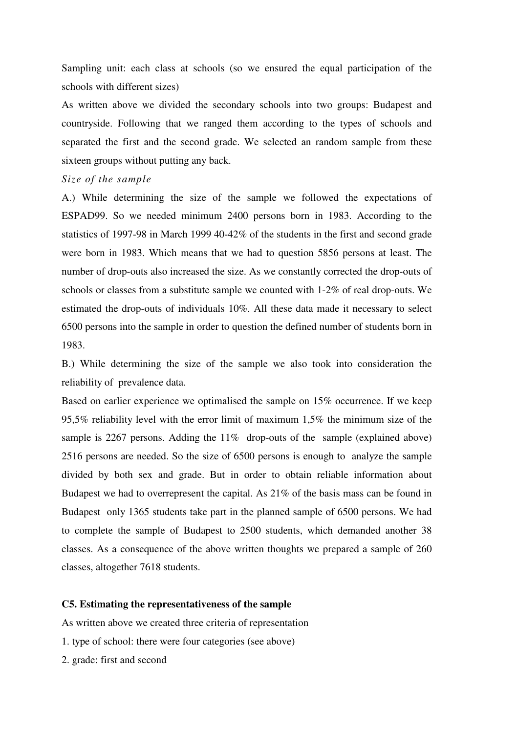Sampling unit: each class at schools (so we ensured the equal participation of the schools with different sizes)

As written above we divided the secondary schools into two groups: Budapest and countryside. Following that we ranged them according to the types of schools and separated the first and the second grade. We selected an random sample from these sixteen groups without putting any back.

*Size of the sample*

A.) While determining the size of the sample we followed the expectations of ESPAD99. So we needed minimum 2400 persons born in 1983. According to the statistics of 1997-98 in March 1999 40-42% of the students in the first and second grade were born in 1983. Which means that we had to question 5856 persons at least. The number of drop-outs also increased the size. As we constantly corrected the drop-outs of schools or classes from a substitute sample we counted with 1-2% of real drop-outs. We estimated the drop-outs of individuals 10%. All these data made it necessary to select 6500 persons into the sample in order to question the defined number of students born in 1983.

B.) While determining the size of the sample we also took into consideration the reliability of prevalence data.

Based on earlier experience we optimalised the sample on 15% occurrence. If we keep 95,5% reliability level with the error limit of maximum 1,5% the minimum size of the sample is 2267 persons. Adding the 11% drop-outs of the sample (explained above) 2516 persons are needed. So the size of 6500 persons is enough to analyze the sample divided by both sex and grade. But in order to obtain reliable information about Budapest we had to overrepresent the capital. As 21% of the basis mass can be found in Budapest only 1365 students take part in the planned sample of 6500 persons. We had to complete the sample of Budapest to 2500 students, which demanded another 38 classes. As a consequence of the above written thoughts we prepared a sample of 260 classes, altogether 7618 students.

**C5. Estimating the representativeness of the sample**

As written above we created three criteria of representation

1. type of school: there were four categories (see above)
2. grade: first and second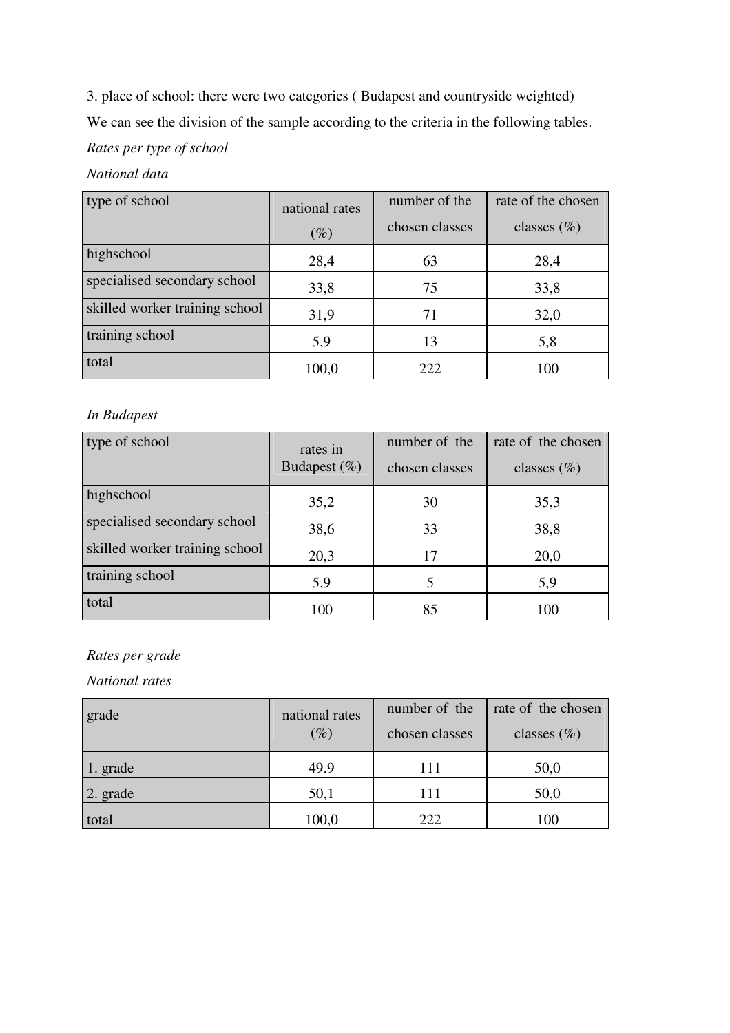3. place of school: there were two categories ( Budapest and countryside weighted)

We can see the division of the sample according to the criteria in the following tables.

*Rates per type of school*

*National data*

| type of school | national rates (%) | number of the chosen classes | rate of the chosen classes (%) |
|---|---|---|---|
| highschool | 28,4 | 63 | 28,4 |
| specialised secondary school | 33,8 | 75 | 33,8 |
| skilled worker training school | 31,9 | 71 | 32,0 |
| training school | 5,9 | 13 | 5,8 |
| total | 100,0 | 222 | 100 |

*In Budapest*

| type of school | rates in Budapest (%) | number of the chosen classes | rate of the chosen classes (%) |
|---|---|---|---|
| highschool | 35,2 | 30 | 35,3 |
| specialised secondary school | 38,6 | 33 | 38,8 |
| skilled worker training school | 20,3 | 17 | 20,0 |
| training school | 5,9 | 5 | 5,9 |
| total | 100 | 85 | 100 |

*Rates per grade*

*National rates*

| grade | national rates (%) | number of the chosen classes | rate of the chosen classes (%) |
|---|---|---|---|
| 1. grade | 49.9 | 111 | 50,0 |
| 2. grade | 50,1 | 111 | 50,0 |
| total | 100,0 | 222 | 100 |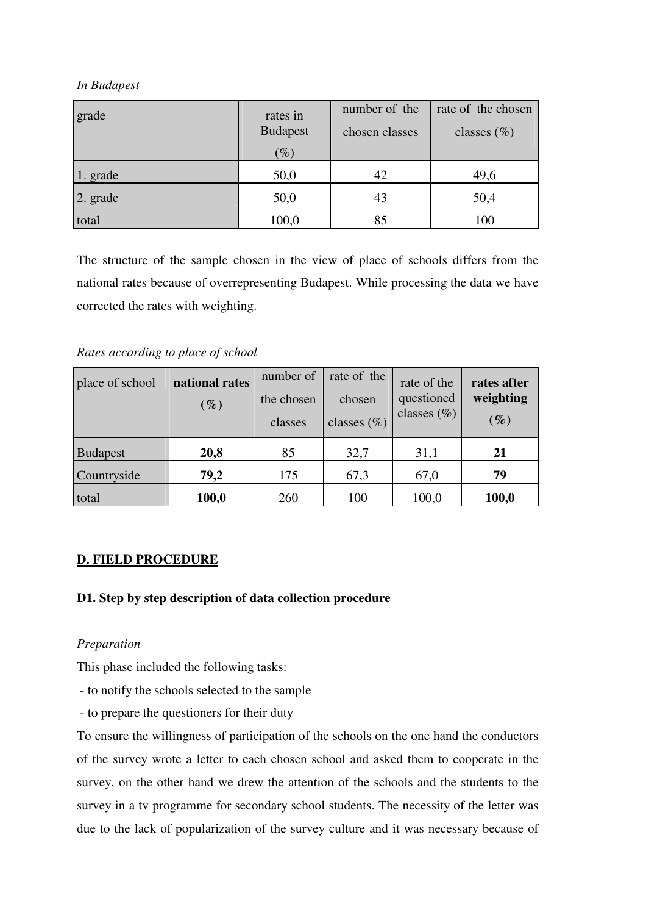*In Budapest*

| grade | rates in Budapest (%) | number of the chosen classes | rate of the chosen classes (%) |
|---|---|---|---|
| 1. grade | 50,0 | 42 | 49,6 |
| 2. grade | 50,0 | 43 | 50,4 |
| total | 100,0 | 85 | 100 |

The structure of the sample chosen in the view of place of schools differs from the national rates because of overrepresenting Budapest. While processing the data we have corrected the rates with weighting.

*Rates according to place of school*

| place of school | **national rates (%)** | number of the chosen classes | rate of the chosen classes (%) | rate of the questioned classes (%) | **rates after weighting (%)** |
|---|---|---|---|---|---|
| Budapest | **20,8** | 85 | 32,7 | 31,1 | **21** |
| Countryside | **79,2** | 175 | 67,3 | 67,0 | **79** |
| total | **100,0** | 260 | 100 | 100,0 | **100,0** |

## D. FIELD PROCEDURE

### D1. Step by step description of data collection procedure

*Preparation*

This phase included the following tasks:

- to notify the schools selected to the sample
- to prepare the questioners for their duty

To ensure the willingness of participation of the schools on the one hand the conductors of the survey wrote a letter to each chosen school and asked them to cooperate in the survey, on the other hand we drew the attention of the schools and the students to the survey in a tv programme for secondary school students. The necessity of the letter was due to the lack of popularization of the survey culture and it was necessary because of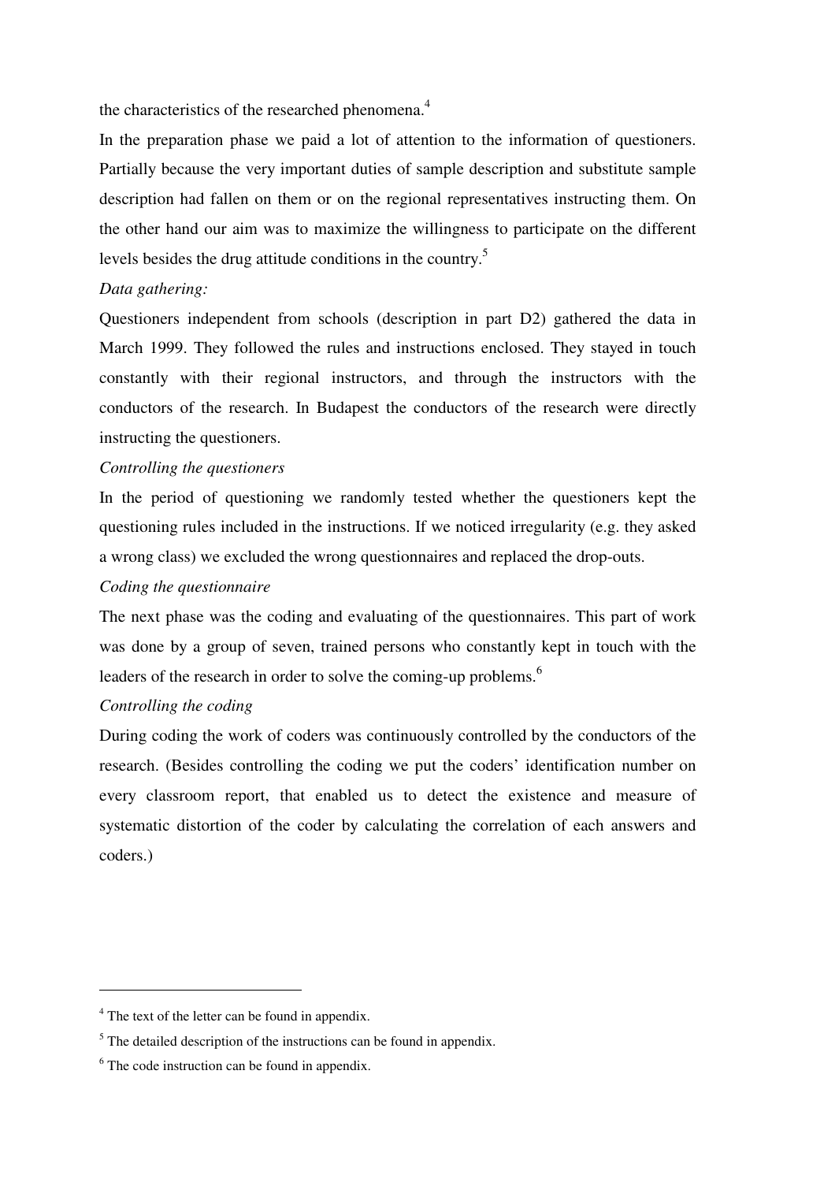the characteristics of the researched phenomena.[4]

In the preparation phase we paid a lot of attention to the information of questioners. Partially because the very important duties of sample description and substitute sample description had fallen on them or on the regional representatives instructing them. On the other hand our aim was to maximize the willingness to participate on the different levels besides the drug attitude conditions in the country.[5]

*Data gathering:*

Questioners independent from schools (description in part D2) gathered the data in March 1999. They followed the rules and instructions enclosed. They stayed in touch constantly with their regional instructors, and through the instructors with the conductors of the research. In Budapest the conductors of the research were directly instructing the questioners.

*Controlling the questioners*

In the period of questioning we randomly tested whether the questioners kept the questioning rules included in the instructions. If we noticed irregularity (e.g. they asked a wrong class) we excluded the wrong questionnaires and replaced the drop-outs.

*Coding the questionnaire*

The next phase was the coding and evaluating of the questionnaires. This part of work was done by a group of seven, trained persons who constantly kept in touch with the leaders of the research in order to solve the coming-up problems.[6]

*Controlling the coding*

During coding the work of coders was continuously controlled by the conductors of the research. (Besides controlling the coding we put the coders' identification number on every classroom report, that enabled us to detect the existence and measure of systematic distortion of the coder by calculating the correlation of each answers and coders.)

---

[4] The text of the letter can be found in appendix.

[5] The detailed description of the instructions can be found in appendix.

[6] The code instruction can be found in appendix.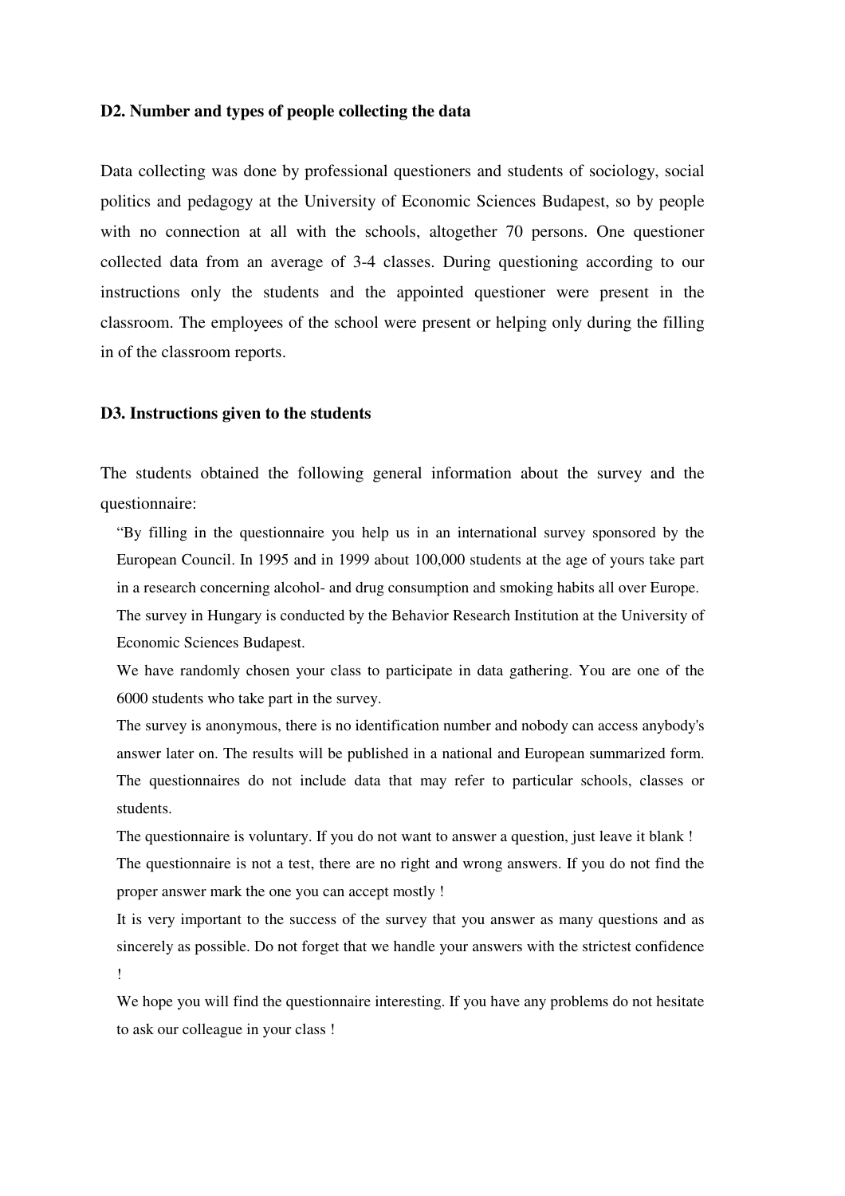**D2. Number and types of people collecting the data**

Data collecting was done by professional questioners and students of sociology, social politics and pedagogy at the University of Economic Sciences Budapest, so by people with no connection at all with the schools, altogether 70 persons. One questioner collected data from an average of 3-4 classes. During questioning according to our instructions only the students and the appointed questioner were present in the classroom. The employees of the school were present or helping only during the filling in of the classroom reports.

**D3. Instructions given to the students**

The students obtained the following general information about the survey and the questionnaire:

> "By filling in the questionnaire you help us in an international survey sponsored by the European Council. In 1995 and in 1999 about 100,000 students at the age of yours take part in a research concerning alcohol- and drug consumption and smoking habits all over Europe. The survey in Hungary is conducted by the Behavior Research Institution at the University of Economic Sciences Budapest.
>
> We have randomly chosen your class to participate in data gathering. You are one of the 6000 students who take part in the survey.
>
> The survey is anonymous, there is no identification number and nobody can access anybody's answer later on. The results will be published in a national and European summarized form. The questionnaires do not include data that may refer to particular schools, classes or students.
>
> The questionnaire is voluntary. If you do not want to answer a question, just leave it blank !
>
> The questionnaire is not a test, there are no right and wrong answers. If you do not find the proper answer mark the one you can accept mostly !
>
> It is very important to the success of the survey that you answer as many questions and as sincerely as possible. Do not forget that we handle your answers with the strictest confidence !
>
> We hope you will find the questionnaire interesting. If you have any problems do not hesitate to ask our colleague in your class !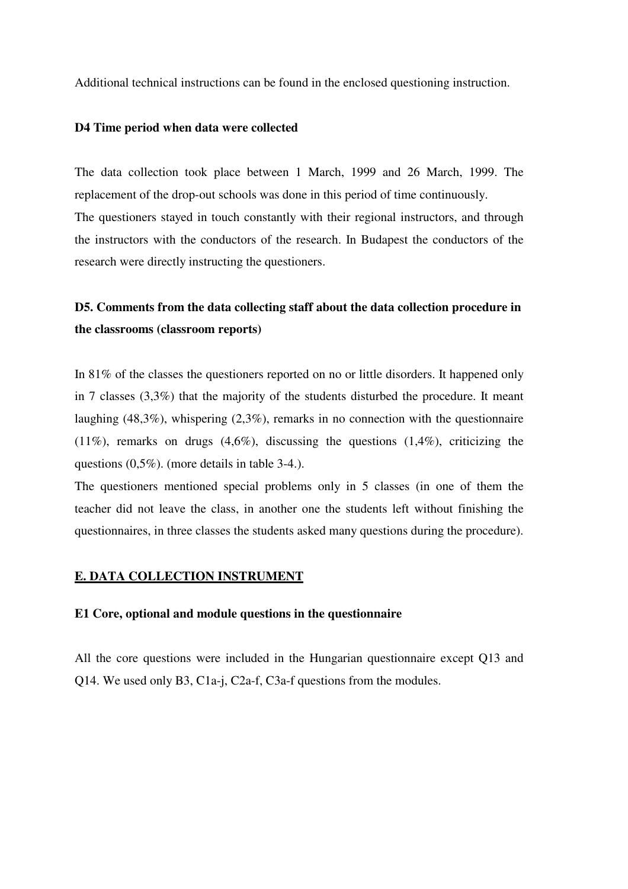Additional technical instructions can be found in the enclosed questioning instruction.

### D4 Time period when data were collected

The data collection took place between 1 March, 1999 and 26 March, 1999. The replacement of the drop-out schools was done in this period of time continuously.
The questioners stayed in touch constantly with their regional instructors, and through the instructors with the conductors of the research. In Budapest the conductors of the research were directly instructing the questioners.

### D5. Comments from the data collecting staff about the data collection procedure in the classrooms (classroom reports)

In 81% of the classes the questioners reported on no or little disorders. It happened only in 7 classes (3,3%) that the majority of the students disturbed the procedure. It meant laughing (48,3%), whispering (2,3%), remarks in no connection with the questionnaire (11%), remarks on drugs (4,6%), discussing the questions (1,4%), criticizing the questions (0,5%). (more details in table 3-4.).
The questioners mentioned special problems only in 5 classes (in one of them the teacher did not leave the class, in another one the students left without finishing the questionnaires, in three classes the students asked many questions during the procedure).

## E. DATA COLLECTION INSTRUMENT

### E1 Core, optional and module questions in the questionnaire

All the core questions were included in the Hungarian questionnaire except Q13 and Q14. We used only B3, C1a-j, C2a-f, C3a-f questions from the modules.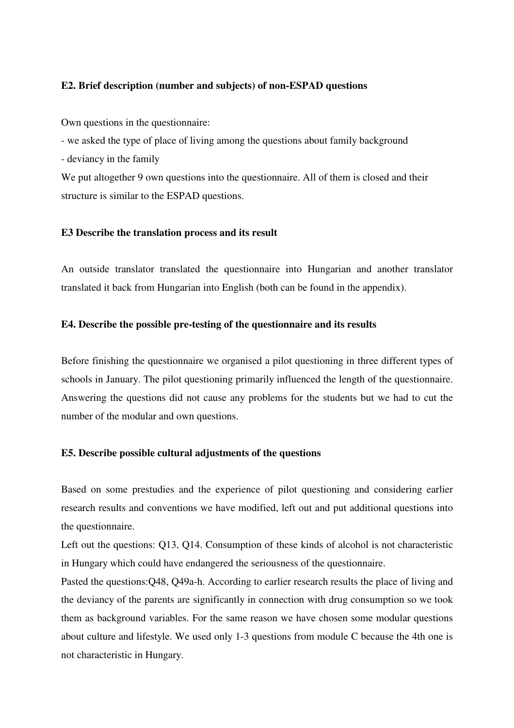**E2. Brief description (number and subjects) of non-ESPAD questions**

Own questions in the questionnaire:

- we asked the type of place of living among the questions about family background
- deviancy in the family

We put altogether 9 own questions into the questionnaire. All of them is closed and their structure is similar to the ESPAD questions.

**E3 Describe the translation process and its result**

An outside translator translated the questionnaire into Hungarian and another translator translated it back from Hungarian into English (both can be found in the appendix).

**E4. Describe the possible pre-testing of the questionnaire and its results**

Before finishing the questionnaire we organised a pilot questioning in three different types of schools in January. The pilot questioning primarily influenced the length of the questionnaire. Answering the questions did not cause any problems for the students but we had to cut the number of the modular and own questions.

**E5. Describe possible cultural adjustments of the questions**

Based on some prestudies and the experience of pilot questioning and considering earlier research results and conventions we have modified, left out and put additional questions into the questionnaire.

Left out the questions: Q13, Q14. Consumption of these kinds of alcohol is not characteristic in Hungary which could have endangered the seriousness of the questionnaire.

Pasted the questions:Q48, Q49a-h. According to earlier research results the place of living and the deviancy of the parents are significantly in connection with drug consumption so we took them as background variables. For the same reason we have chosen some modular questions about culture and lifestyle. We used only 1-3 questions from module C because the 4th one is not characteristic in Hungary.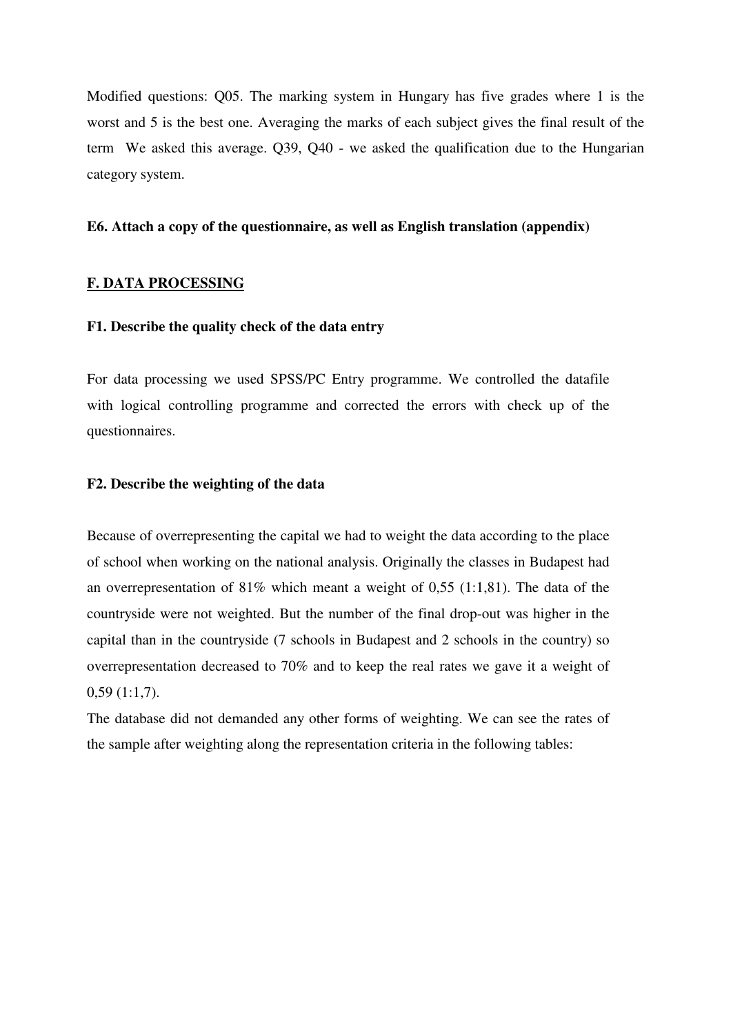Modified questions: Q05. The marking system in Hungary has five grades where 1 is the worst and 5 is the best one. Averaging the marks of each subject gives the final result of the term  We asked this average. Q39, Q40 - we asked the qualification due to the Hungarian category system.

**E6. Attach a copy of the questionnaire, as well as English translation (appendix)**

## F. DATA PROCESSING

**F1. Describe the quality check of the data entry**

For data processing we used SPSS/PC Entry programme. We controlled the datafile with logical controlling programme and corrected the errors with check up of the questionnaires.

**F2. Describe the weighting of the data**

Because of overrepresenting the capital we had to weight the data according to the place of school when working on the national analysis. Originally the classes in Budapest had an overrepresentation of 81% which meant a weight of 0,55 (1:1,81). The data of the countryside were not weighted. But the number of the final drop-out was higher in the capital than in the countryside (7 schools in Budapest and 2 schools in the country) so overrepresentation decreased to 70% and to keep the real rates we gave it a weight of 0,59 (1:1,7).

The database did not demanded any other forms of weighting. We can see the rates of the sample after weighting along the representation criteria in the following tables: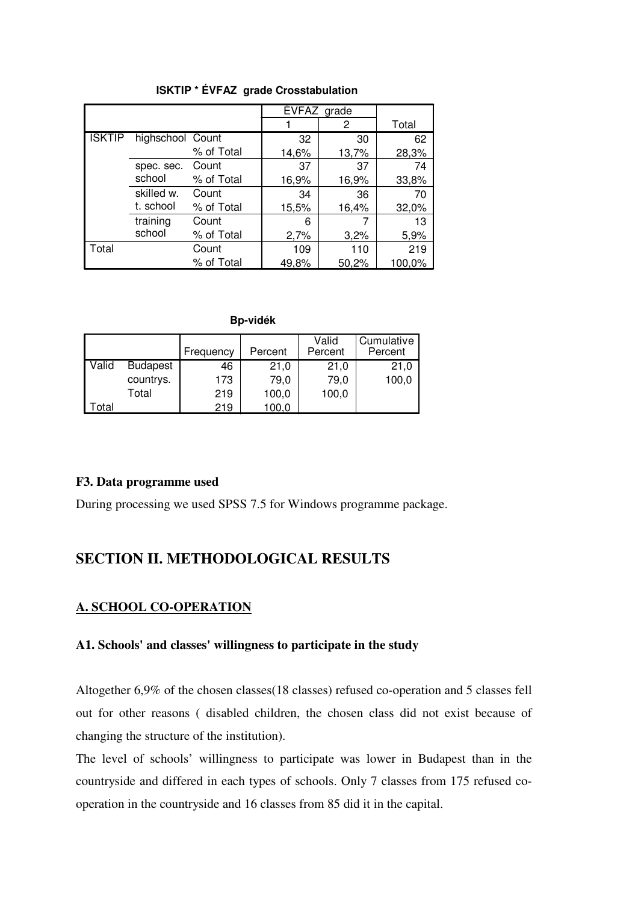**ISKTIP * ÉVFAZ grade Crosstabulation**

| | | | ÉVFAZ grade | | Total |
|---|---|---|---|---|---|
| | | | 1 | 2 | |
| ISKTIP | highschool | Count | 32 | 30 | 62 |
| | | % of Total | 14,6% | 13,7% | 28,3% |
| | spec. sec. school | Count | 37 | 37 | 74 |
| | | % of Total | 16,9% | 16,9% | 33,8% |
| | skilled w. t. school | Count | 34 | 36 | 70 |
| | | % of Total | 15,5% | 16,4% | 32,0% |
| | training school | Count | 6 | 7 | 13 |
| | | % of Total | 2,7% | 3,2% | 5,9% |
| Total | | Count | 109 | 110 | 219 |
| | | % of Total | 49,8% | 50,2% | 100,0% |

**Bp-vidék**

| | | Frequency | Percent | Valid Percent | Cumulative Percent |
|---|---|---|---|---|---|
| Valid | Budapest | 46 | 21,0 | 21,0 | 21,0 |
| | countrys. | 173 | 79,0 | 79,0 | 100,0 |
| | Total | 219 | 100,0 | 100,0 | |
| Total | | 219 | 100,0 | | |

**F3. Data programme used**

During processing we used SPSS 7.5 for Windows programme package.

## SECTION II. METHODOLOGICAL RESULTS

### A. SCHOOL CO-OPERATION

**A1. Schools' and classes' willingness to participate in the study**

Altogether 6,9% of the chosen classes(18 classes) refused co-operation and 5 classes fell out for other reasons ( disabled children, the chosen class did not exist because of changing the structure of the institution).

The level of schools' willingness to participate was lower in Budapest than in the countryside and differed in each types of schools. Only 7 classes from 175 refused co-operation in the countryside and 16 classes from 85 did it in the capital.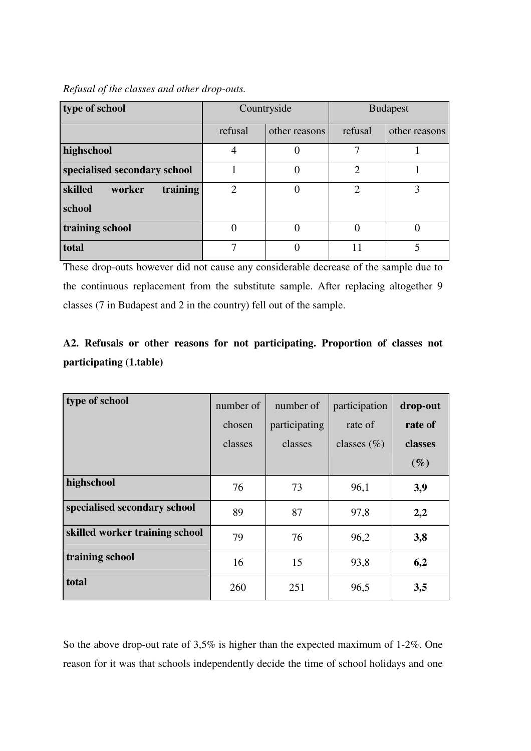*Refusal of the classes and other drop-outs.*

| type of school | Countryside | | Budapest | |
|---|---|---|---|---|
| | refusal | other reasons | refusal | other reasons |
| **highschool** | 4 | 0 | 7 | 1 |
| **specialised secondary school** | 1 | 0 | 2 | 1 |
| **skilled worker training school** | 2 | 0 | 2 | 3 |
| **training school** | 0 | 0 | 0 | 0 |
| **total** | 7 | 0 | 11 | 5 |

These drop-outs however did not cause any considerable decrease of the sample due to the continuous replacement from the substitute sample. After replacing altogether 9 classes (7 in Budapest and 2 in the country) fell out of the sample.

**A2. Refusals or other reasons for not participating. Proportion of classes not participating (1.table)**

| type of school | number of chosen classes | number of participating classes | participation rate of classes (%) | **drop-out rate of classes (%)** |
|---|---|---|---|---|
| **highschool** | 76 | 73 | 96,1 | **3,9** |
| **specialised secondary school** | 89 | 87 | 97,8 | **2,2** |
| **skilled worker training school** | 79 | 76 | 96,2 | **3,8** |
| **training school** | 16 | 15 | 93,8 | **6,2** |
| **total** | 260 | 251 | 96,5 | **3,5** |

So the above drop-out rate of 3,5% is higher than the expected maximum of 1-2%. One reason for it was that schools independently decide the time of school holidays and one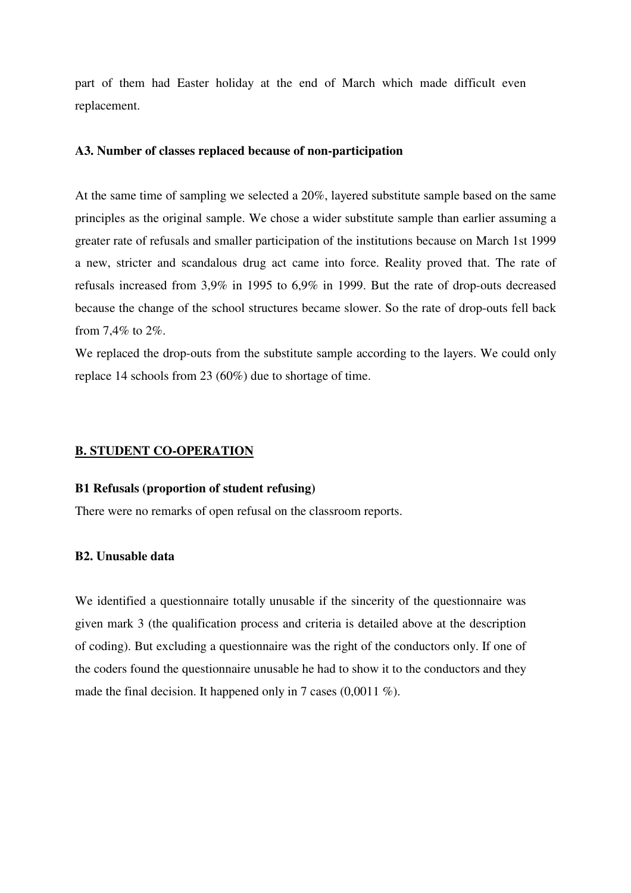part of them had Easter holiday at the end of March which made difficult even replacement.

### A3. Number of classes replaced because of non-participation

At the same time of sampling we selected a 20%, layered substitute sample based on the same principles as the original sample. We chose a wider substitute sample than earlier assuming a greater rate of refusals and smaller participation of the institutions because on March 1st 1999 a new, stricter and scandalous drug act came into force. Reality proved that. The rate of refusals increased from 3,9% in 1995 to 6,9% in 1999. But the rate of drop-outs decreased because the change of the school structures became slower. So the rate of drop-outs fell back from 7,4% to 2%.

We replaced the drop-outs from the substitute sample according to the layers. We could only replace 14 schools from 23 (60%) due to shortage of time.

## B. STUDENT CO-OPERATION

### B1 Refusals (proportion of student refusing)

There were no remarks of open refusal on the classroom reports.

### B2. Unusable data

We identified a questionnaire totally unusable if the sincerity of the questionnaire was given mark 3 (the qualification process and criteria is detailed above at the description of coding). But excluding a questionnaire was the right of the conductors only. If one of the coders found the questionnaire unusable he had to show it to the conductors and they made the final decision. It happened only in 7 cases (0,0011 %).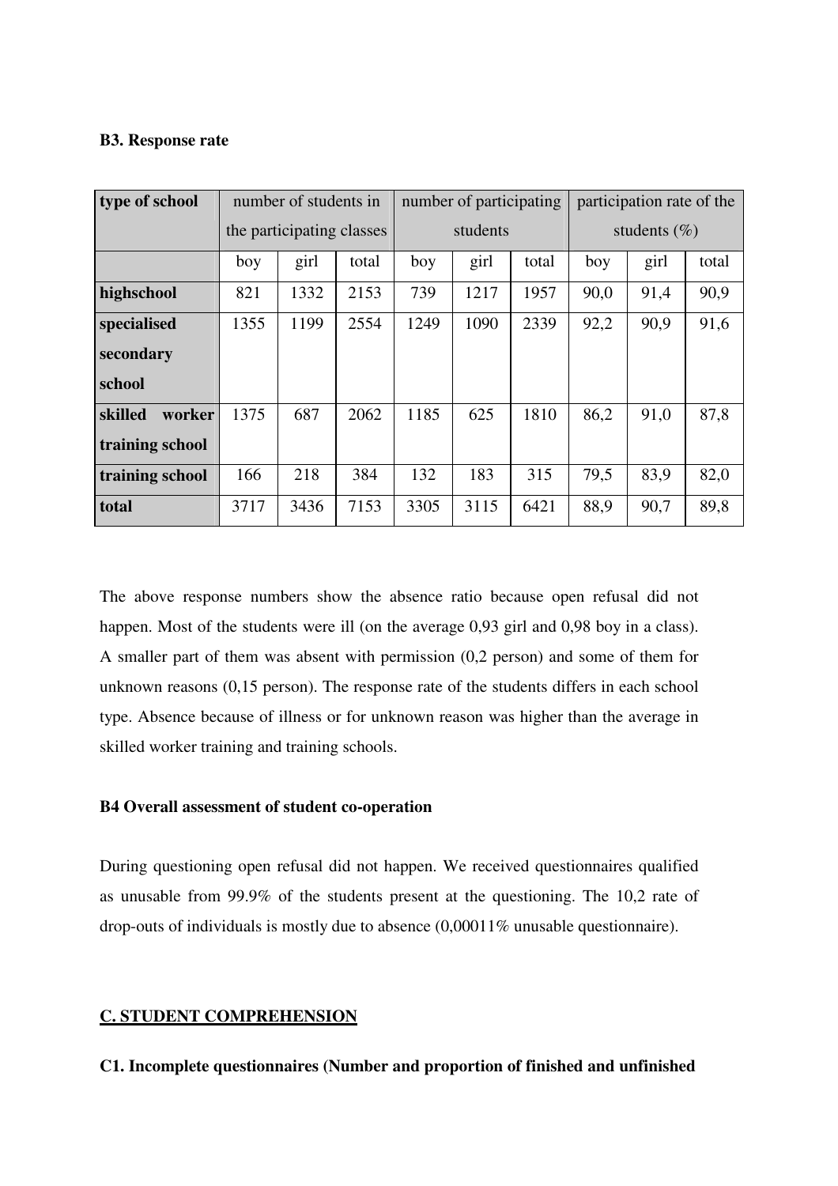**B3. Response rate**

| type of school | number of students in the participating classes | | | number of participating students | | | participation rate of the students (%) | | |
|---|---|---|---|---|---|---|---|---|---|
| | boy | girl | total | boy | girl | total | boy | girl | total |
| **highschool** | 821 | 1332 | 2153 | 739 | 1217 | 1957 | 90,0 | 91,4 | 90,9 |
| **specialised secondary school** | 1355 | 1199 | 2554 | 1249 | 1090 | 2339 | 92,2 | 90,9 | 91,6 |
| **skilled worker training school** | 1375 | 687 | 2062 | 1185 | 625 | 1810 | 86,2 | 91,0 | 87,8 |
| **training school** | 166 | 218 | 384 | 132 | 183 | 315 | 79,5 | 83,9 | 82,0 |
| **total** | 3717 | 3436 | 7153 | 3305 | 3115 | 6421 | 88,9 | 90,7 | 89,8 |

The above response numbers show the absence ratio because open refusal did not happen. Most of the students were ill (on the average 0,93 girl and 0,98 boy in a class). A smaller part of them was absent with permission (0,2 person) and some of them for unknown reasons (0,15 person). The response rate of the students differs in each school type. Absence because of illness or for unknown reason was higher than the average in skilled worker training and training schools.

**B4 Overall assessment of student co-operation**

During questioning open refusal did not happen. We received questionnaires qualified as unusable from 99.9% of the students present at the questioning. The 10,2 rate of drop-outs of individuals is mostly due to absence (0,00011% unusable questionnaire).

**C. STUDENT COMPREHENSION**

**C1. Incomplete questionnaires (Number and proportion of finished and unfinished**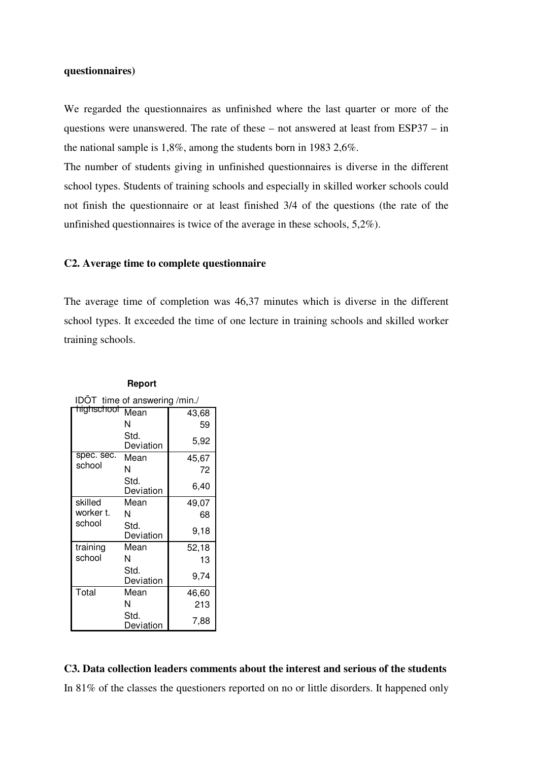**questionnaires)**

We regarded the questionnaires as unfinished where the last quarter or more of the questions were unanswered. The rate of these – not answered at least from ESP37 – in the national sample is 1,8%, among the students born in 1983 2,6%.

The number of students giving in unfinished questionnaires is diverse in the different school types. Students of training schools and especially in skilled worker schools could not finish the questionnaire or at least finished 3/4 of the questions (the rate of the unfinished questionnaires is twice of the average in these schools, 5,2%).

### C2. Average time to complete questionnaire

The average time of completion was 46,37 minutes which is diverse in the different school types. It exceeded the time of one lecture in training schools and skilled worker training schools.

**Report**

IDŌT time of answering /min./

| | | |
|---|---|---|
| highschool | Mean | 43,68 |
| | N | 59 |
| | Std. Deviation | 5,92 |
| spec. sec. school | Mean | 45,67 |
| | N | 72 |
| | Std. Deviation | 6,40 |
| skilled worker t. school | Mean | 49,07 |
| | N | 68 |
| | Std. Deviation | 9,18 |
| training school | Mean | 52,18 |
| | N | 13 |
| | Std. Deviation | 9,74 |
| Total | Mean | 46,60 |
| | N | 213 |
| | Std. Deviation | 7,88 |

### C3. Data collection leaders comments about the interest and serious of the students

In 81% of the classes the questioners reported on no or little disorders. It happened only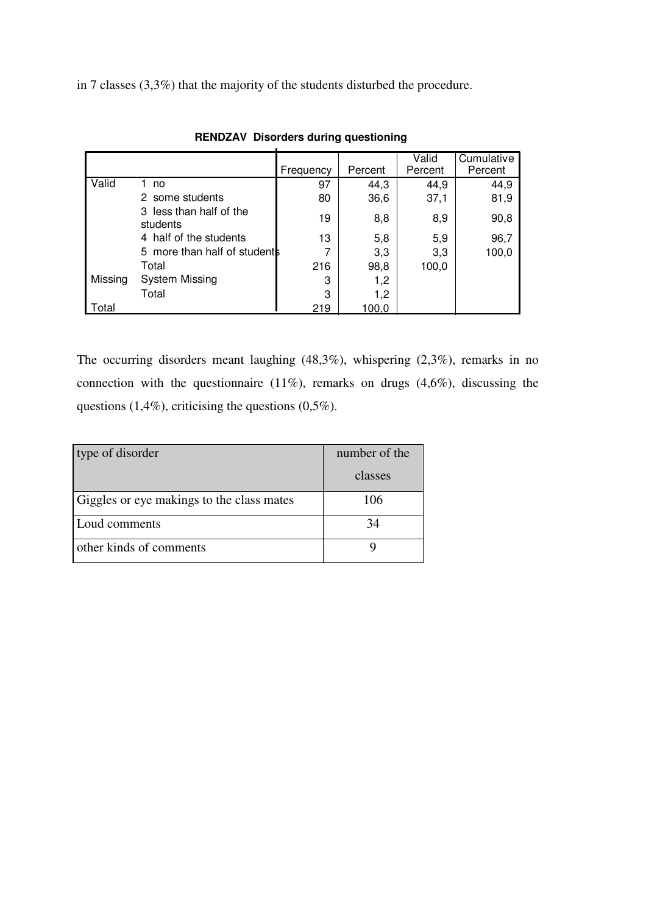in 7 classes (3,3%) that the majority of the students disturbed the procedure.

**RENDZAV Disorders during questioning**

| | | Frequency | Percent | Valid Percent | Cumulative Percent |
|---|---|---|---|---|---|
| Valid | 1 no | 97 | 44,3 | 44,9 | 44,9 |
| | 2 some students | 80 | 36,6 | 37,1 | 81,9 |
| | 3 less than half of the students | 19 | 8,8 | 8,9 | 90,8 |
| | 4 half of the students | 13 | 5,8 | 5,9 | 96,7 |
| | 5 more than half of students | 7 | 3,3 | 3,3 | 100,0 |
| | Total | 216 | 98,8 | 100,0 | |
| Missing | System Missing | 3 | 1,2 | | |
| | Total | 3 | 1,2 | | |
| Total | | 219 | 100,0 | | |

The occurring disorders meant laughing (48,3%), whispering (2,3%), remarks in no connection with the questionnaire (11%), remarks on drugs (4,6%), discussing the questions (1,4%), criticising the questions (0,5%).

| type of disorder | number of the classes |
|---|---|
| Giggles or eye makings to the class mates | 106 |
| Loud comments | 34 |
| other kinds of comments | 9 |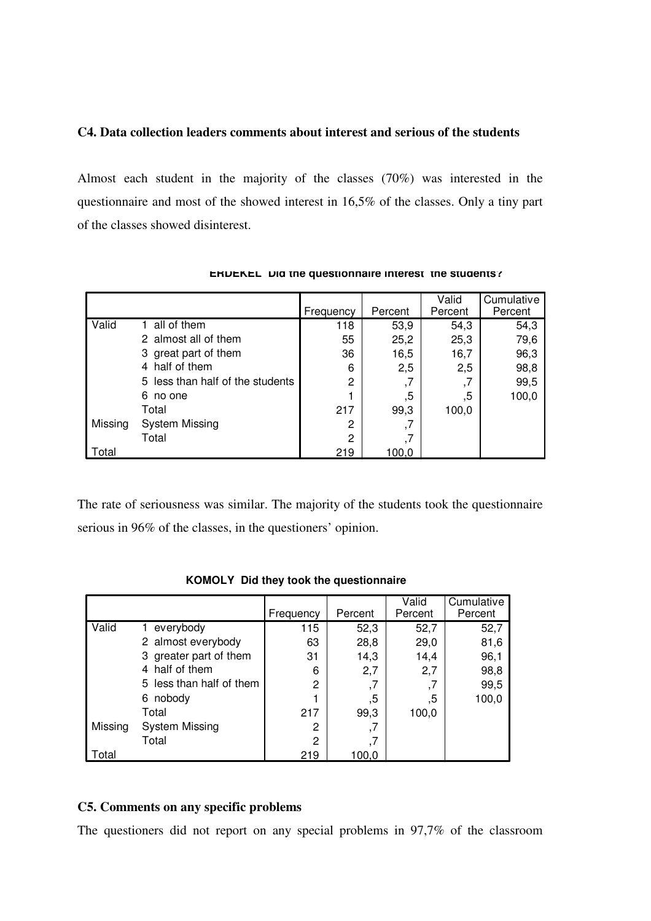### C4. Data collection leaders comments about interest and serious of the students

Almost each student in the majority of the classes (70%) was interested in the questionnaire and most of the showed interest in 16,5% of the classes. Only a tiny part of the classes showed disinterest.

**ERDEKEL Did the questionnaire interest the students?**

| | | Frequency | Percent | Valid Percent | Cumulative Percent |
|---|---|---|---|---|---|
| Valid | 1 all of them | 118 | 53,9 | 54,3 | 54,3 |
| | 2 almost all of them | 55 | 25,2 | 25,3 | 79,6 |
| | 3 great part of them | 36 | 16,5 | 16,7 | 96,3 |
| | 4 half of them | 6 | 2,5 | 2,5 | 98,8 |
| | 5 less than half of the students | 2 | ,7 | ,7 | 99,5 |
| | 6 no one | 1 | ,5 | ,5 | 100,0 |
| | Total | 217 | 99,3 | 100,0 | |
| Missing | System Missing | 2 | ,7 | | |
| | Total | 2 | ,7 | | |
| Total | | 219 | 100,0 | | |

The rate of seriousness was similar. The majority of the students took the questionnaire serious in 96% of the classes, in the questioners' opinion.

**KOMOLY Did they took the questionnaire**

| | | Frequency | Percent | Valid Percent | Cumulative Percent |
|---|---|---|---|---|---|
| Valid | 1 everybody | 115 | 52,3 | 52,7 | 52,7 |
| | 2 almost everybody | 63 | 28,8 | 29,0 | 81,6 |
| | 3 greater part of them | 31 | 14,3 | 14,4 | 96,1 |
| | 4 half of them | 6 | 2,7 | 2,7 | 98,8 |
| | 5 less than half of them | 2 | ,7 | ,7 | 99,5 |
| | 6 nobody | 1 | ,5 | ,5 | 100,0 |
| | Total | 217 | 99,3 | 100,0 | |
| Missing | System Missing | 2 | ,7 | | |
| | Total | 2 | ,7 | | |
| Total | | 219 | 100,0 | | |

### C5. Comments on any specific problems

The questioners did not report on any special problems in 97,7% of the classroom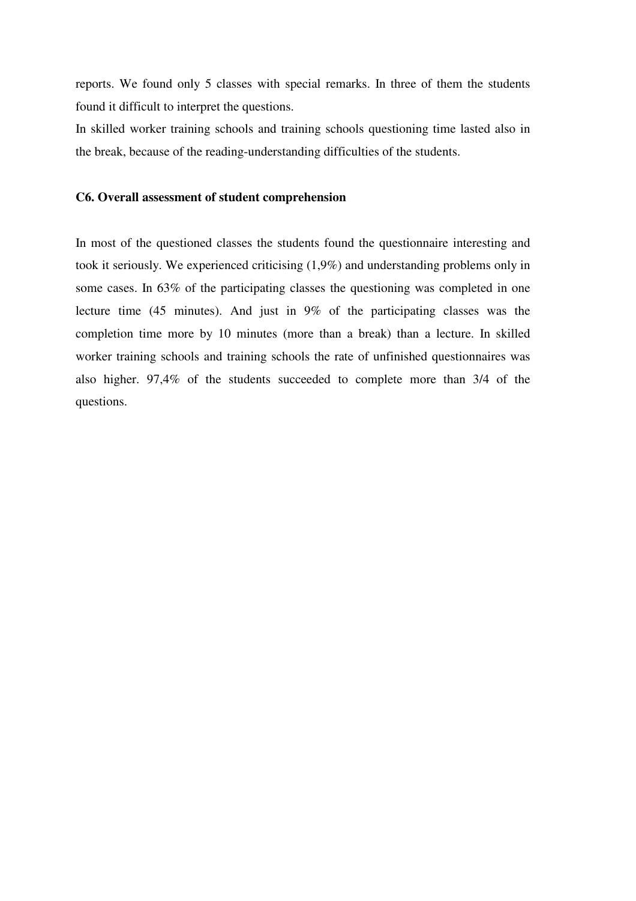reports. We found only 5 classes with special remarks. In three of them the students found it difficult to interpret the questions.

In skilled worker training schools and training schools questioning time lasted also in the break, because of the reading-understanding difficulties of the students.

### C6. Overall assessment of student comprehension

In most of the questioned classes the students found the questionnaire interesting and took it seriously. We experienced criticising (1,9%) and understanding problems only in some cases. In 63% of the participating classes the questioning was completed in one lecture time (45 minutes). And just in 9% of the participating classes was the completion time more by 10 minutes (more than a break) than a lecture. In skilled worker training schools and training schools the rate of unfinished questionnaires was also higher. 97,4% of the students succeeded to complete more than 3/4 of the questions.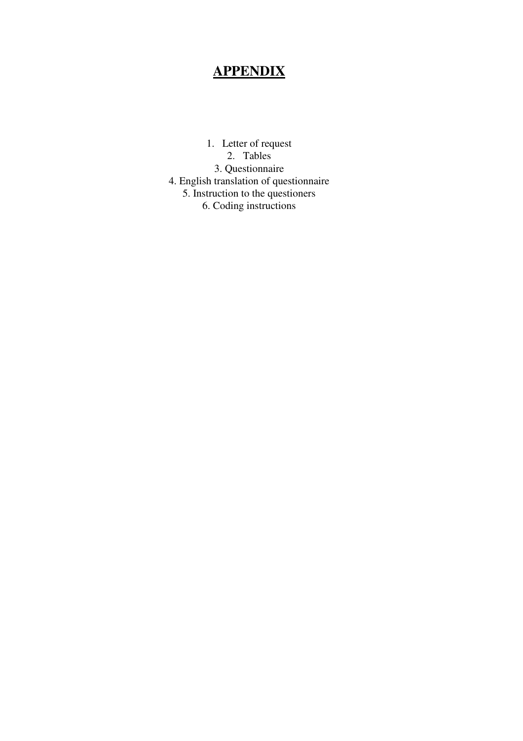# APPENDIX

1. Letter of request
2. Tables
3. Questionnaire
4. English translation of questionnaire
5. Instruction to the questioners
6. Coding instructions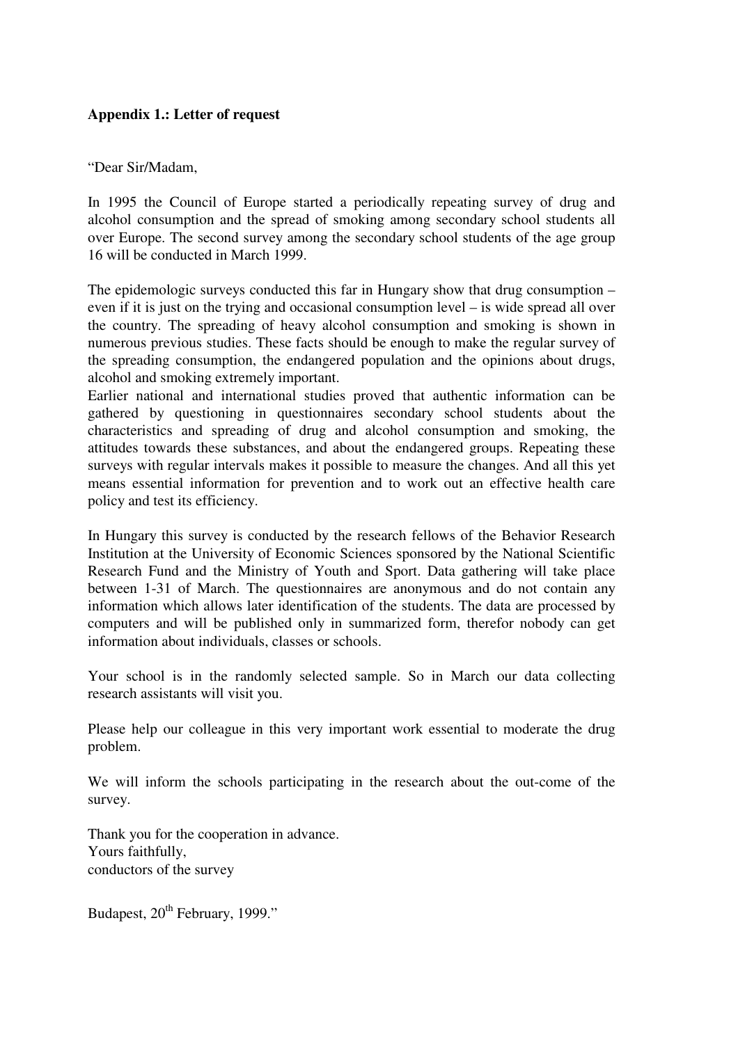**Appendix 1.: Letter of request**

"Dear Sir/Madam,

In 1995 the Council of Europe started a periodically repeating survey of drug and alcohol consumption and the spread of smoking among secondary school students all over Europe. The second survey among the secondary school students of the age group 16 will be conducted in March 1999.

The epidemologic surveys conducted this far in Hungary show that drug consumption – even if it is just on the trying and occasional consumption level – is wide spread all over the country. The spreading of heavy alcohol consumption and smoking is shown in numerous previous studies. These facts should be enough to make the regular survey of the spreading consumption, the endangered population and the opinions about drugs, alcohol and smoking extremely important.
Earlier national and international studies proved that authentic information can be gathered by questioning in questionnaires secondary school students about the characteristics and spreading of drug and alcohol consumption and smoking, the attitudes towards these substances, and about the endangered groups. Repeating these surveys with regular intervals makes it possible to measure the changes. And all this yet means essential information for prevention and to work out an effective health care policy and test its efficiency.

In Hungary this survey is conducted by the research fellows of the Behavior Research Institution at the University of Economic Sciences sponsored by the National Scientific Research Fund and the Ministry of Youth and Sport. Data gathering will take place between 1-31 of March. The questionnaires are anonymous and do not contain any information which allows later identification of the students. The data are processed by computers and will be published only in summarized form, therefor nobody can get information about individuals, classes or schools.

Your school is in the randomly selected sample. So in March our data collecting research assistants will visit you.

Please help our colleague in this very important work essential to moderate the drug problem.

We will inform the schools participating in the research about the out-come of the survey.

Thank you for the cooperation in advance.
Yours faithfully,
conductors of the survey

Budapest, 20th February, 1999."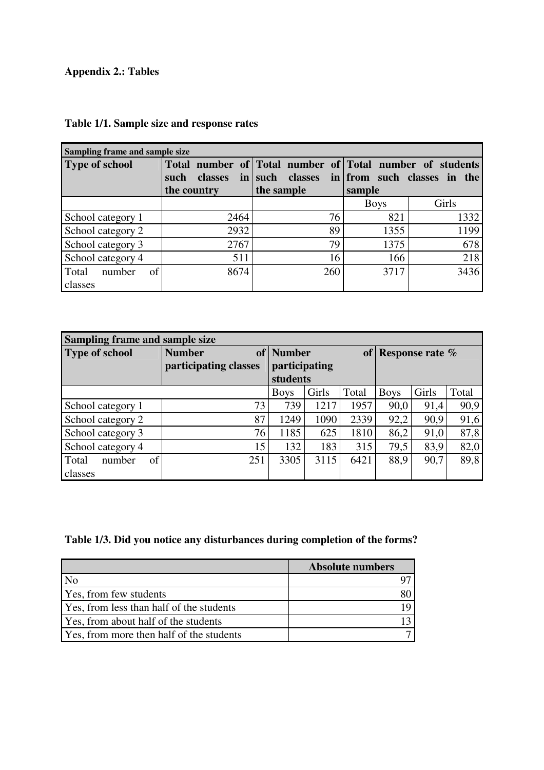**Appendix 2.: Tables**

**Table 1/1. Sample size and response rates**

| Sampling frame and sample size | | | | |
|---|---|---|---|---|
| **Type of school** | **Total number of such classes in the country** | **Total number of such classes in the sample** | **Total number of students from such classes in the sample** | |
| | | | Boys | Girls |
| School category 1 | 2464 | 76 | 821 | 1332 |
| School category 2 | 2932 | 89 | 1355 | 1199 |
| School category 3 | 2767 | 79 | 1375 | 678 |
| School category 4 | 511 | 16 | 166 | 218 |
| Total number of classes | 8674 | 260 | 3717 | 3436 |

| Sampling frame and sample size | | | | | | | |
|---|---|---|---|---|---|---|---|
| **Type of school** | **Number of participating classes** | **Number of participating students** | | | **Response rate %** | | |
| | | Boys | Girls | Total | Boys | Girls | Total |
| School category 1 | 73 | 739 | 1217 | 1957 | 90,0 | 91,4 | 90,9 |
| School category 2 | 87 | 1249 | 1090 | 2339 | 92,2 | 90,9 | 91,6 |
| School category 3 | 76 | 1185 | 625 | 1810 | 86,2 | 91,0 | 87,8 |
| School category 4 | 15 | 132 | 183 | 315 | 79,5 | 83,9 | 82,0 |
| Total number of classes | 251 | 3305 | 3115 | 6421 | 88,9 | 90,7 | 89,8 |

**Table 1/3. Did you notice any disturbances during completion of the forms?**

| | **Absolute numbers** |
|---|---|
| No | 97 |
| Yes, from few students | 80 |
| Yes, from less than half of the students | 19 |
| Yes, from about half of the students | 13 |
| Yes, from more then half of the students | 7 |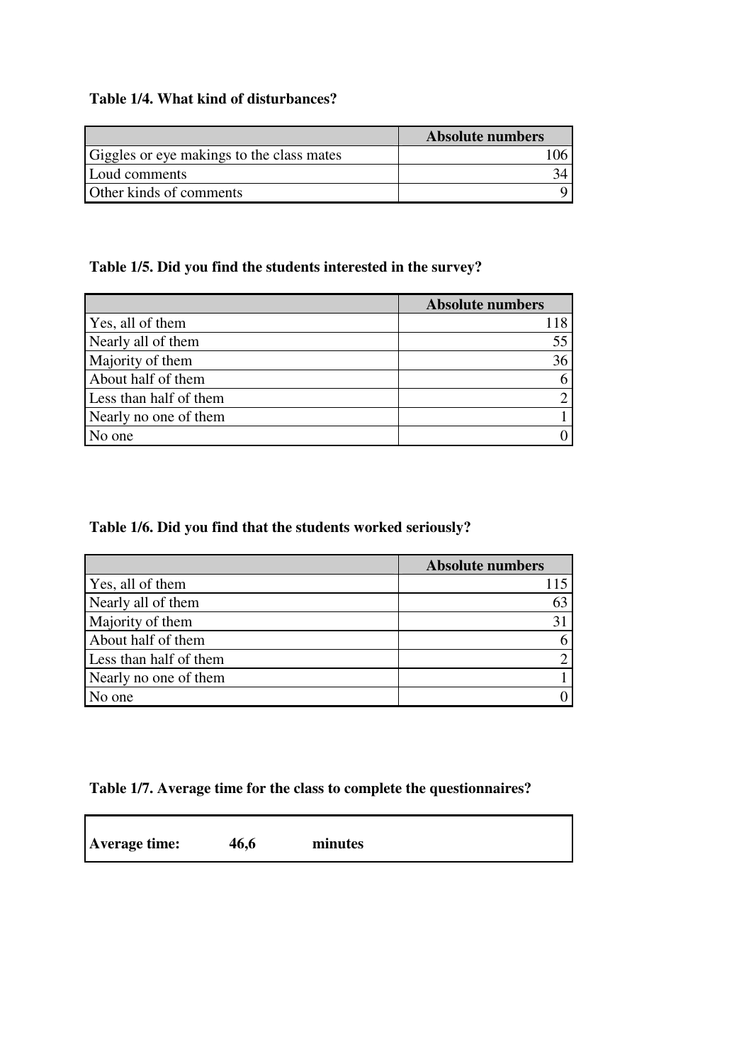**Table 1/4. What kind of disturbances?**

| | Absolute numbers |
|---|---|
| Giggles or eye makings to the class mates | 106 |
| Loud comments | 34 |
| Other kinds of comments | 9 |

**Table 1/5. Did you find the students interested in the survey?**

| | Absolute numbers |
|---|---|
| Yes, all of them | 118 |
| Nearly all of them | 55 |
| Majority of them | 36 |
| About half of them | 6 |
| Less than half of them | 2 |
| Nearly no one of them | 1 |
| No one | 0 |

**Table 1/6. Did you find that the students worked seriously?**

| | Absolute numbers |
|---|---|
| Yes, all of them | 115 |
| Nearly all of them | 63 |
| Majority of them | 31 |
| About half of them | 6 |
| Less than half of them | 2 |
| Nearly no one of them | 1 |
| No one | 0 |

**Table 1/7. Average time for the class to complete the questionnaires?**

| Average time: | 46,6 | minutes |
|---|---|---|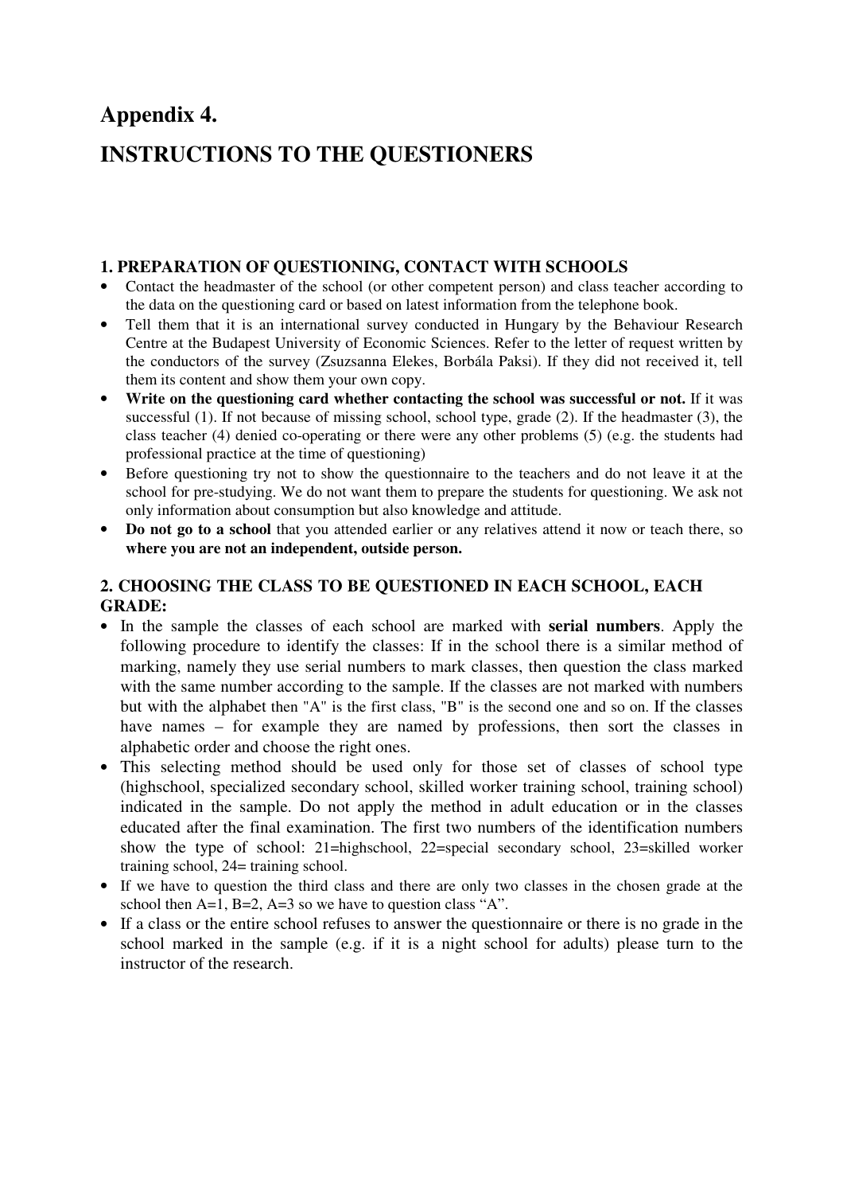# Appendix 4.

# INSTRUCTIONS TO THE QUESTIONERS

## 1. PREPARATION OF QUESTIONING, CONTACT WITH SCHOOLS

- Contact the headmaster of the school (or other competent person) and class teacher according to the data on the questioning card or based on latest information from the telephone book.
- Tell them that it is an international survey conducted in Hungary by the Behaviour Research Centre at the Budapest University of Economic Sciences. Refer to the letter of request written by the conductors of the survey (Zsuzsanna Elekes, Borbála Paksi). If they did not received it, tell them its content and show them your own copy.
- **Write on the questioning card whether contacting the school was successful or not.** If it was successful (1). If not because of missing school, school type, grade (2). If the headmaster (3), the class teacher (4) denied co-operating or there were any other problems (5) (e.g. the students had professional practice at the time of questioning)
- Before questioning try not to show the questionnaire to the teachers and do not leave it at the school for pre-studying. We do not want them to prepare the students for questioning. We ask not only information about consumption but also knowledge and attitude.
- **Do not go to a school** that you attended earlier or any relatives attend it now or teach there, so **where you are not an independent, outside person.**

## 2. CHOOSING THE CLASS TO BE QUESTIONED IN EACH SCHOOL, EACH GRADE:

- In the sample the classes of each school are marked with **serial numbers**. Apply the following procedure to identify the classes: If in the school there is a similar method of marking, namely they use serial numbers to mark classes, then question the class marked with the same number according to the sample. If the classes are not marked with numbers but with the alphabet then "A" is the first class, "B" is the second one and so on. If the classes have names – for example they are named by professions, then sort the classes in alphabetic order and choose the right ones.
- This selecting method should be used only for those set of classes of school type (highschool, specialized secondary school, skilled worker training school, training school) indicated in the sample. Do not apply the method in adult education or in the classes educated after the final examination. The first two numbers of the identification numbers show the type of school: 21=highschool, 22=special secondary school, 23=skilled worker training school, 24= training school.
- If we have to question the third class and there are only two classes in the chosen grade at the school then A=1, B=2, A=3 so we have to question class "A".
- If a class or the entire school refuses to answer the questionnaire or there is no grade in the school marked in the sample (e.g. if it is a night school for adults) please turn to the instructor of the research.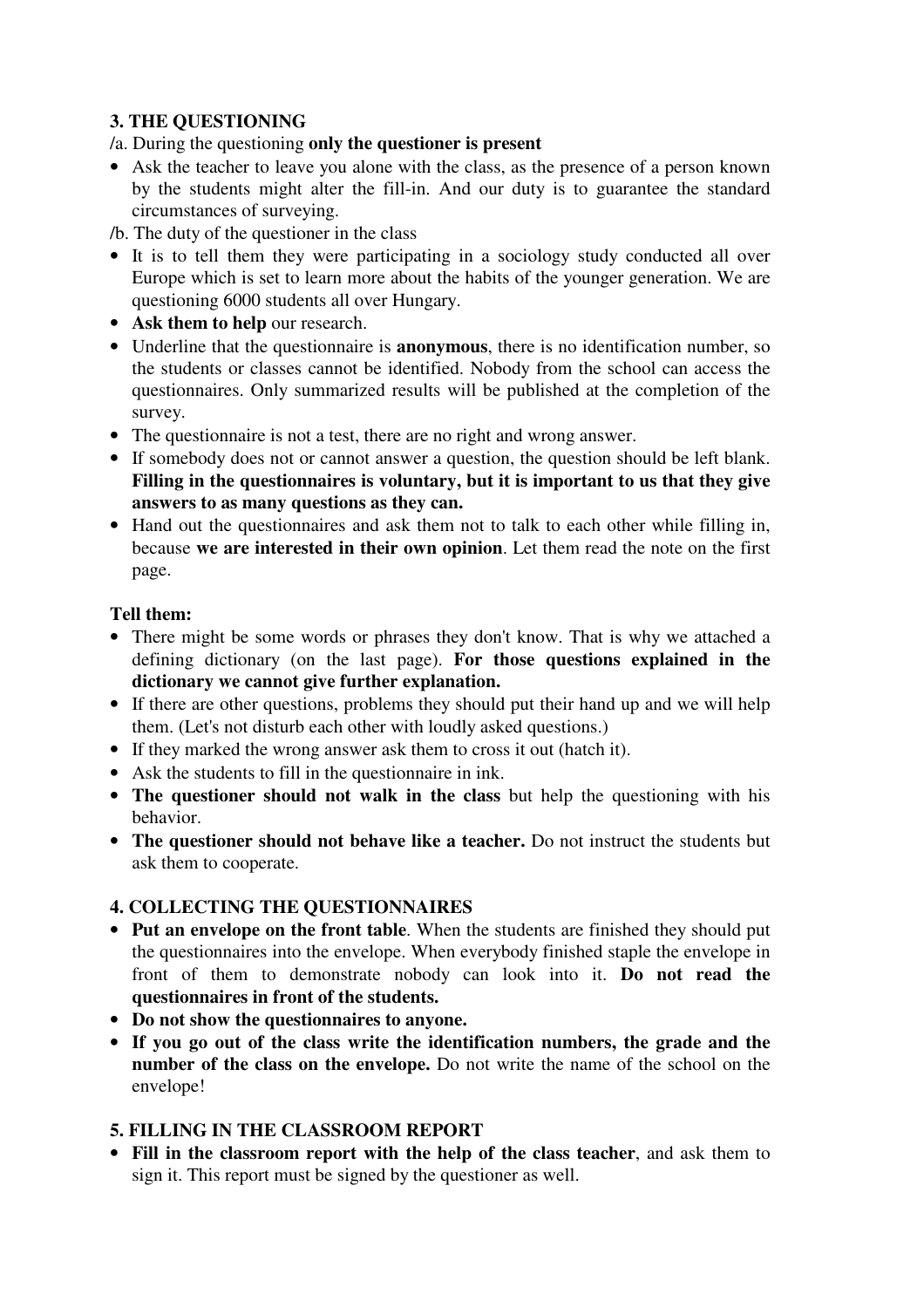### 3. THE QUESTIONING

/a. During the questioning **only the questioner is present**

- Ask the teacher to leave you alone with the class, as the presence of a person known by the students might alter the fill-in. And our duty is to guarantee the standard circumstances of surveying.

/b. The duty of the questioner in the class

- It is to tell them they were participating in a sociology study conducted all over Europe which is set to learn more about the habits of the younger generation. We are questioning 6000 students all over Hungary.
- **Ask them to help** our research.
- Underline that the questionnaire is **anonymous**, there is no identification number, so the students or classes cannot be identified. Nobody from the school can access the questionnaires. Only summarized results will be published at the completion of the survey.
- The questionnaire is not a test, there are no right and wrong answer.
- If somebody does not or cannot answer a question, the question should be left blank. **Filling in the questionnaires is voluntary, but it is important to us that they give answers to as many questions as they can.**
- Hand out the questionnaires and ask them not to talk to each other while filling in, because **we are interested in their own opinion**. Let them read the note on the first page.

**Tell them:**

- There might be some words or phrases they don't know. That is why we attached a defining dictionary (on the last page). **For those questions explained in the dictionary we cannot give further explanation.**
- If there are other questions, problems they should put their hand up and we will help them. (Let's not disturb each other with loudly asked questions.)
- If they marked the wrong answer ask them to cross it out (hatch it).
- Ask the students to fill in the questionnaire in ink.
- **The questioner should not walk in the class** but help the questioning with his behavior.
- **The questioner should not behave like a teacher.** Do not instruct the students but ask them to cooperate.

### 4. COLLECTING THE QUESTIONNAIRES

- **Put an envelope on the front table**. When the students are finished they should put the questionnaires into the envelope. When everybody finished staple the envelope in front of them to demonstrate nobody can look into it. **Do not read the questionnaires in front of the students.**
- **Do not show the questionnaires to anyone.**
- **If you go out of the class write the identification numbers, the grade and the number of the class on the envelope.** Do not write the name of the school on the envelope!

### 5. FILLING IN THE CLASSROOM REPORT

- **Fill in the classroom report with the help of the class teacher**, and ask them to sign it. This report must be signed by the questioner as well.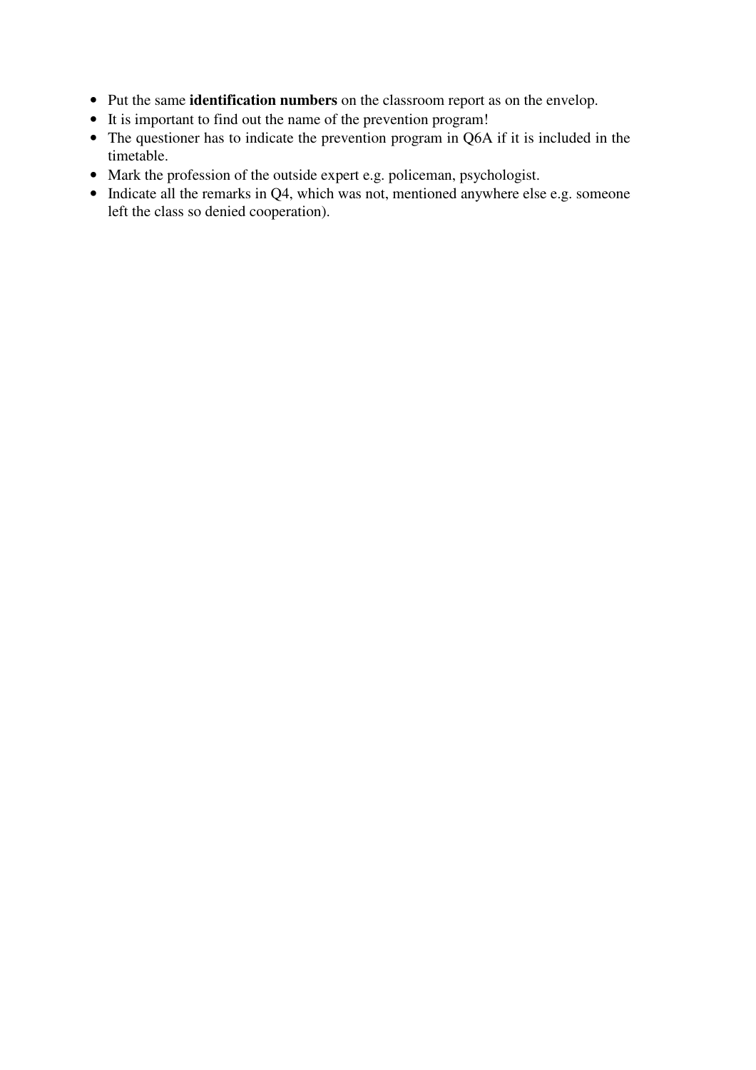- Put the same **identification numbers** on the classroom report as on the envelop.
- It is important to find out the name of the prevention program!
- The questioner has to indicate the prevention program in Q6A if it is included in the timetable.
- Mark the profession of the outside expert e.g. policeman, psychologist.
- Indicate all the remarks in Q4, which was not, mentioned anywhere else e.g. someone left the class so denied cooperation).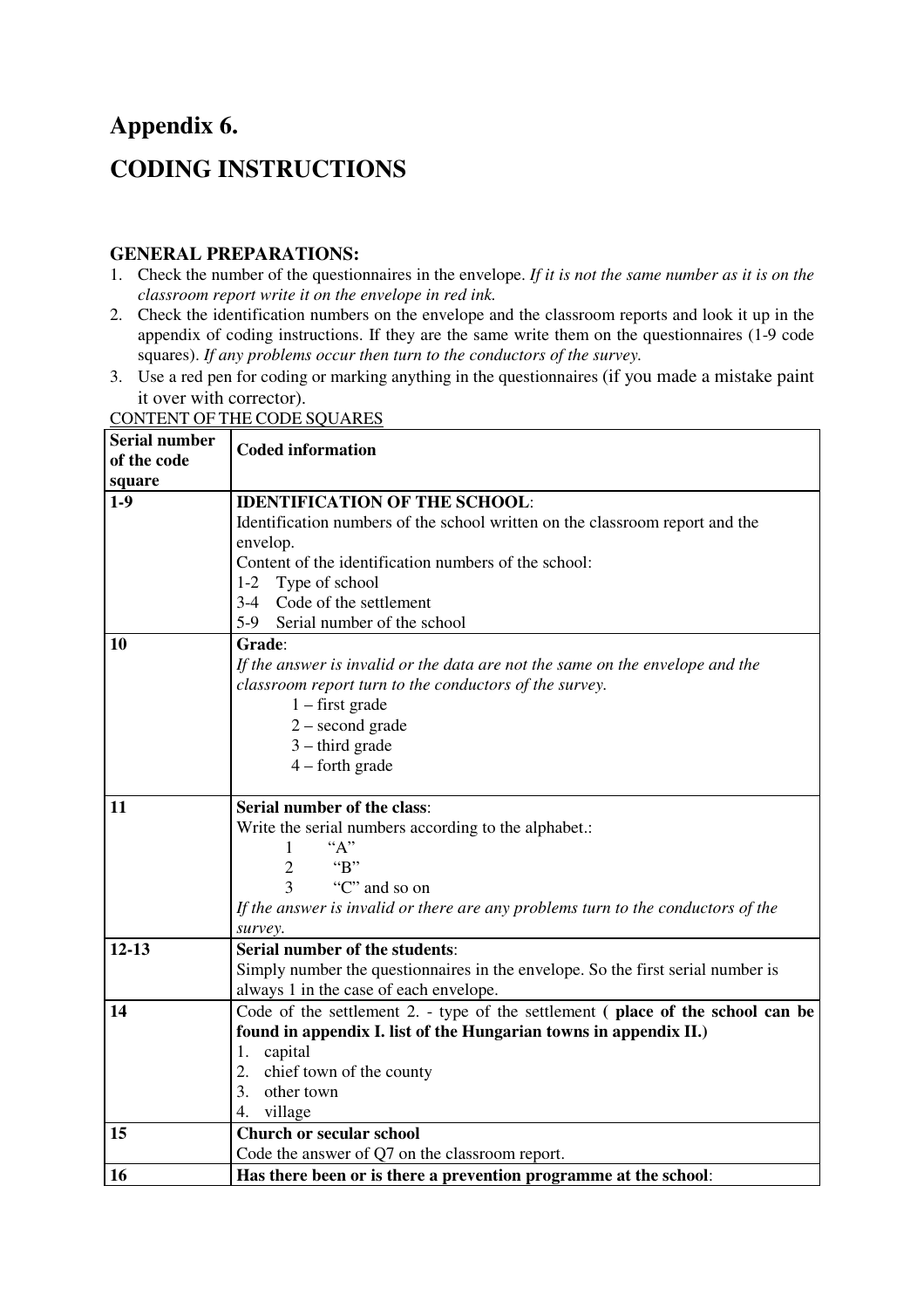# Appendix 6.

# CODING INSTRUCTIONS

**GENERAL PREPARATIONS:**

1. Check the number of the questionnaires in the envelope. *If it is not the same number as it is on the classroom report write it on the envelope in red ink.*
2. Check the identification numbers on the envelope and the classroom reports and look it up in the appendix of coding instructions. If they are the same write them on the questionnaires (1-9 code squares). *If any problems occur then turn to the conductors of the survey.*
3. Use a red pen for coding or marking anything in the questionnaires (if you made a mistake paint it over with corrector).

CONTENT OF THE CODE SQUARES

| Serial number of the code square | Coded information |
|---|---|
| 1-9 | **IDENTIFICATION OF THE SCHOOL**:<br>Identification numbers of the school written on the classroom report and the envelop.<br>Content of the identification numbers of the school:<br>1-2 Type of school<br>3-4 Code of the settlement<br>5-9 Serial number of the school |
| 10 | **Grade**:<br>*If the answer is invalid or the data are not the same on the envelope and the classroom report turn to the conductors of the survey.*<br>1 – first grade<br>2 – second grade<br>3 – third grade<br>4 – forth grade |
| 11 | **Serial number of the class**:<br>Write the serial numbers according to the alphabet.:<br>1 "A"<br>2 "B"<br>3 "C" and so on<br>*If the answer is invalid or there are any problems turn to the conductors of the survey.* |
| 12-13 | **Serial number of the students**:<br>Simply number the questionnaires in the envelope. So the first serial number is always 1 in the case of each envelope. |
| 14 | Code of the settlement 2. - type of the settlement ( **place of the school can be found in appendix I. list of the Hungarian towns in appendix II.)**<br>1. capital<br>2. chief town of the county<br>3. other town<br>4. village |
| 15 | **Church or secular school**<br>Code the answer of Q7 on the classroom report. |
| 16 | **Has there been or is there a prevention programme at the school**: |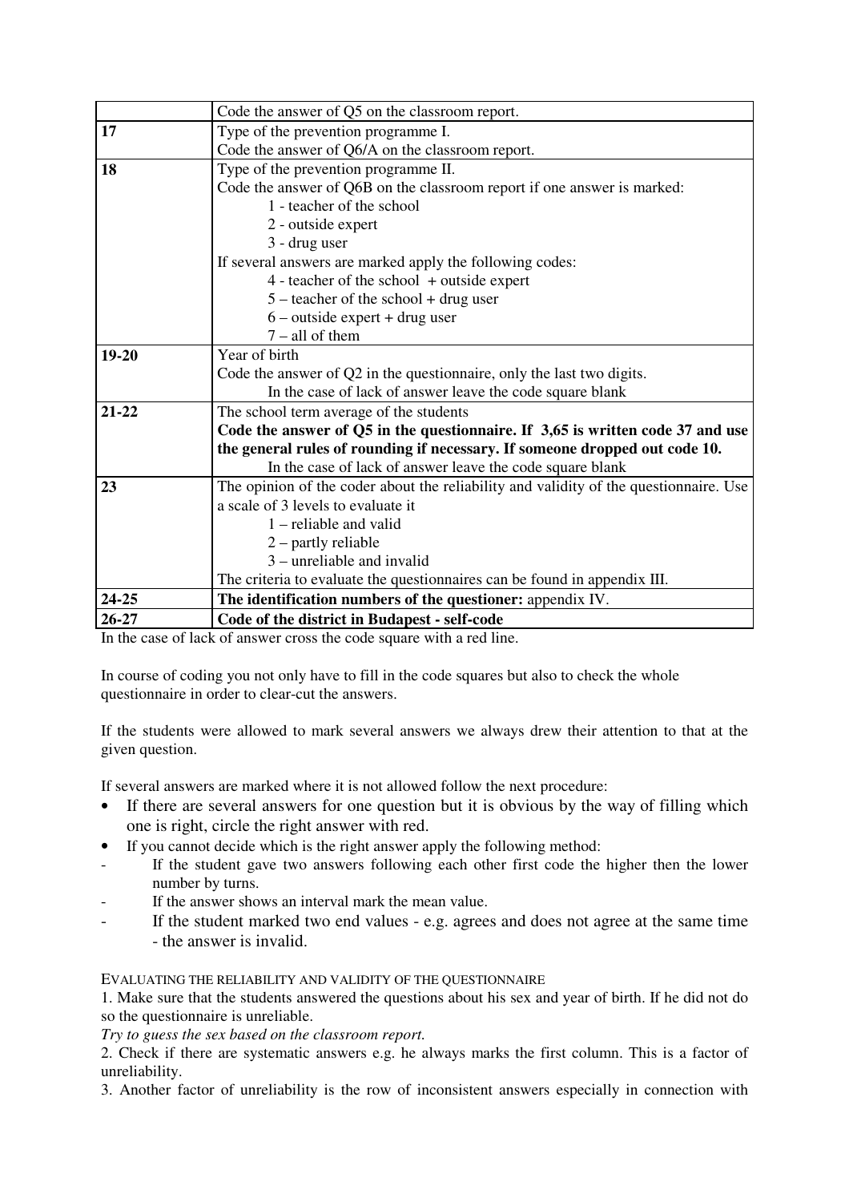| | |
|---|---|
| | Code the answer of Q5 on the classroom report. |
| **17** | Type of the prevention programme I.<br>Code the answer of Q6/A on the classroom report. |
| **18** | Type of the prevention programme II.<br>Code the answer of Q6B on the classroom report if one answer is marked:<br>1 - teacher of the school<br>2 - outside expert<br>3 - drug user<br>If several answers are marked apply the following codes:<br>4 - teacher of the school + outside expert<br>5 – teacher of the school + drug user<br>6 – outside expert + drug user<br>7 – all of them |
| **19-20** | Year of birth<br>Code the answer of Q2 in the questionnaire, only the last two digits.<br>In the case of lack of answer leave the code square blank |
| **21-22** | The school term average of the students<br>**Code the answer of Q5 in the questionnaire. If 3,65 is written code 37 and use the general rules of rounding if necessary. If someone dropped out code 10.**<br>In the case of lack of answer leave the code square blank |
| **23** | The opinion of the coder about the reliability and validity of the questionnaire. Use a scale of 3 levels to evaluate it<br>1 – reliable and valid<br>2 – partly reliable<br>3 – unreliable and invalid<br>The criteria to evaluate the questionnaires can be found in appendix III. |
| **24-25** | **The identification numbers of the questioner:** appendix IV. |
| **26-27** | **Code of the district in Budapest - self-code** |

In the case of lack of answer cross the code square with a red line.

In course of coding you not only have to fill in the code squares but also to check the whole questionnaire in order to clear-cut the answers.

If the students were allowed to mark several answers we always drew their attention to that at the given question.

If several answers are marked where it is not allowed follow the next procedure:

- If there are several answers for one question but it is obvious by the way of filling which one is right, circle the right answer with red.
- If you cannot decide which is the right answer apply the following method:
  - If the student gave two answers following each other first code the higher then the lower number by turns.
  - If the answer shows an interval mark the mean value.
  - If the student marked two end values - e.g. agrees and does not agree at the same time - the answer is invalid.

EVALUATING THE RELIABILITY AND VALIDITY OF THE QUESTIONNAIRE

1. Make sure that the students answered the questions about his sex and year of birth. If he did not do so the questionnaire is unreliable.
*Try to guess the sex based on the classroom report.*
2. Check if there are systematic answers e.g. he always marks the first column. This is a factor of unreliability.
3. Another factor of unreliability is the row of inconsistent answers especially in connection with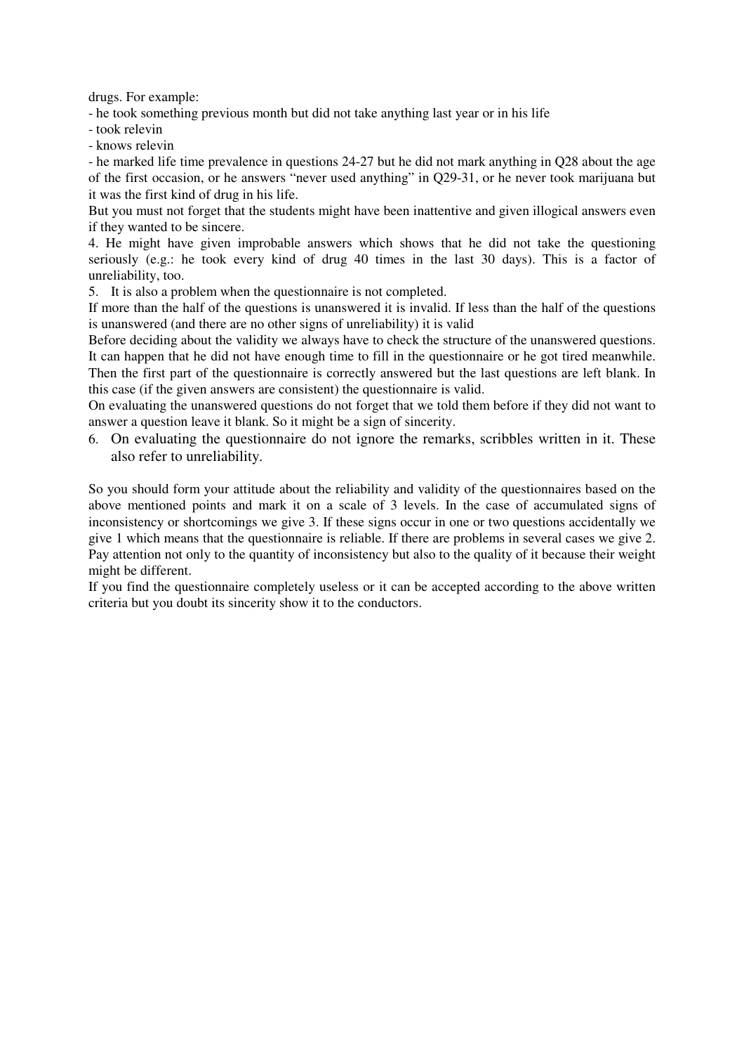drugs. For example:

- he took something previous month but did not take anything last year or in his life
- took relevin
- knows relevin
- he marked life time prevalence in questions 24-27 but he did not mark anything in Q28 about the age of the first occasion, or he answers "never used anything" in Q29-31, or he never took marijuana but it was the first kind of drug in his life.

But you must not forget that the students might have been inattentive and given illogical answers even if they wanted to be sincere.

4. He might have given improbable answers which shows that he did not take the questioning seriously (e.g.: he took every kind of drug 40 times in the last 30 days). This is a factor of unreliability, too.
5. It is also a problem when the questionnaire is not completed.

If more than the half of the questions is unanswered it is invalid. If less than the half of the questions is unanswered (and there are no other signs of unreliability) it is valid

Before deciding about the validity we always have to check the structure of the unanswered questions. It can happen that he did not have enough time to fill in the questionnaire or he got tired meanwhile. Then the first part of the questionnaire is correctly answered but the last questions are left blank. In this case (if the given answers are consistent) the questionnaire is valid.

On evaluating the unanswered questions do not forget that we told them before if they did not want to answer a question leave it blank. So it might be a sign of sincerity.

6. On evaluating the questionnaire do not ignore the remarks, scribbles written in it. These also refer to unreliability.

So you should form your attitude about the reliability and validity of the questionnaires based on the above mentioned points and mark it on a scale of 3 levels. In the case of accumulated signs of inconsistency or shortcomings we give 3. If these signs occur in one or two questions accidentally we give 1 which means that the questionnaire is reliable. If there are problems in several cases we give 2. Pay attention not only to the quantity of inconsistency but also to the quality of it because their weight might be different.

If you find the questionnaire completely useless or it can be accepted according to the above written criteria but you doubt its sincerity show it to the conductors.